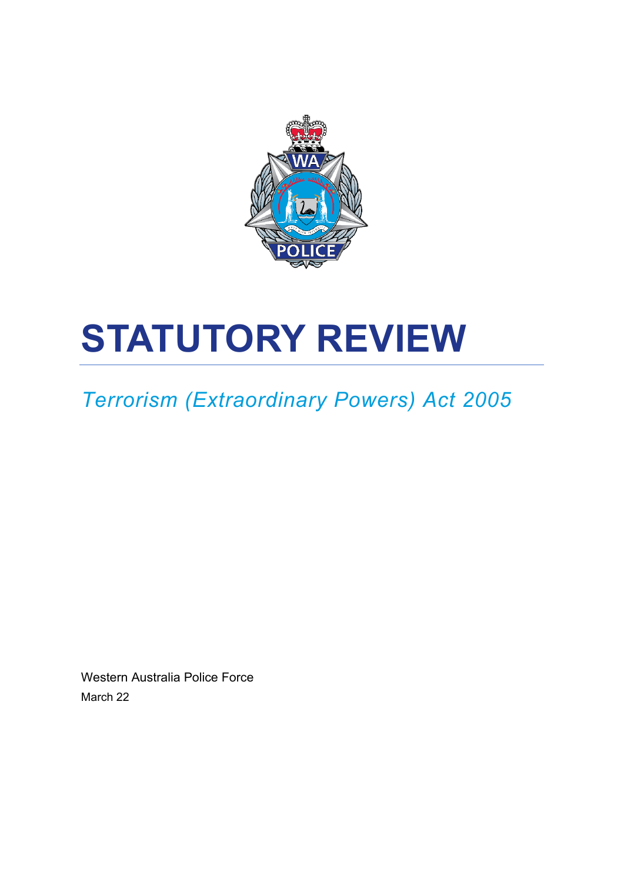# STATUTORY REVIEW

*Terrorism (Extraordinary Powers) Act 2005*

Western Australia Police Force

March 22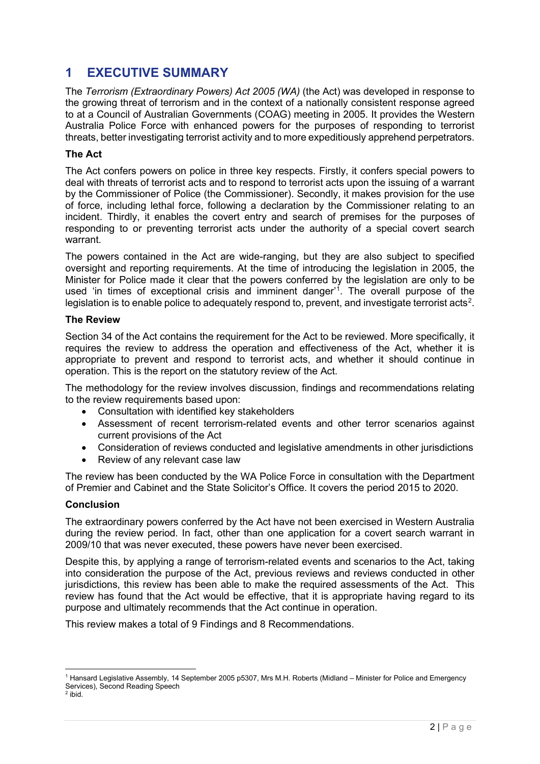# 1 EXECUTIVE SUMMARY

The *Terrorism (Extraordinary Powers) Act 2005 (WA)* (the Act) was developed in response to the growing threat of terrorism and in the context of a nationally consistent response agreed to at a Council of Australian Governments (COAG) meeting in 2005. It provides the Western Australia Police Force with enhanced powers for the purposes of responding to terrorist threats, better investigating terrorist activity and to more expeditiously apprehend perpetrators.

### The Act

The Act confers powers on police in three key respects. Firstly, it confers special powers to deal with threats of terrorist acts and to respond to terrorist acts upon the issuing of a warrant by the Commissioner of Police (the Commissioner). Secondly, it makes provision for the use of force, including lethal force, following a declaration by the Commissioner relating to an incident. Thirdly, it enables the covert entry and search of premises for the purposes of responding to or preventing terrorist acts under the authority of a special covert search warrant.

The powers contained in the Act are wide-ranging, but they are also subject to specified oversight and reporting requirements. At the time of introducing the legislation in 2005, the Minister for Police made it clear that the powers conferred by the legislation are only to be used 'in times of exceptional crisis and imminent danger'[1]. The overall purpose of the legislation is to enable police to adequately respond to, prevent, and investigate terrorist acts[2].

### The Review

Section 34 of the Act contains the requirement for the Act to be reviewed. More specifically, it requires the review to address the operation and effectiveness of the Act, whether it is appropriate to prevent and respond to terrorist acts, and whether it should continue in operation. This is the report on the statutory review of the Act.

The methodology for the review involves discussion, findings and recommendations relating to the review requirements based upon:

- Consultation with identified key stakeholders
- Assessment of recent terrorism-related events and other terror scenarios against current provisions of the Act
- Consideration of reviews conducted and legislative amendments in other jurisdictions
- Review of any relevant case law

The review has been conducted by the WA Police Force in consultation with the Department of Premier and Cabinet and the State Solicitor's Office. It covers the period 2015 to 2020.

### Conclusion

The extraordinary powers conferred by the Act have not been exercised in Western Australia during the review period. In fact, other than one application for a covert search warrant in 2009/10 that was never executed, these powers have never been exercised.

Despite this, by applying a range of terrorism-related events and scenarios to the Act, taking into consideration the purpose of the Act, previous reviews and reviews conducted in other jurisdictions, this review has been able to make the required assessments of the Act. This review has found that the Act would be effective, that it is appropriate having regard to its purpose and ultimately recommends that the Act continue in operation.

This review makes a total of 9 Findings and 8 Recommendations.

---

[1] Hansard Legislative Assembly, 14 September 2005 p5307, Mrs M.H. Roberts (Midland – Minister for Police and Emergency Services), Second Reading Speech

[2] ibid.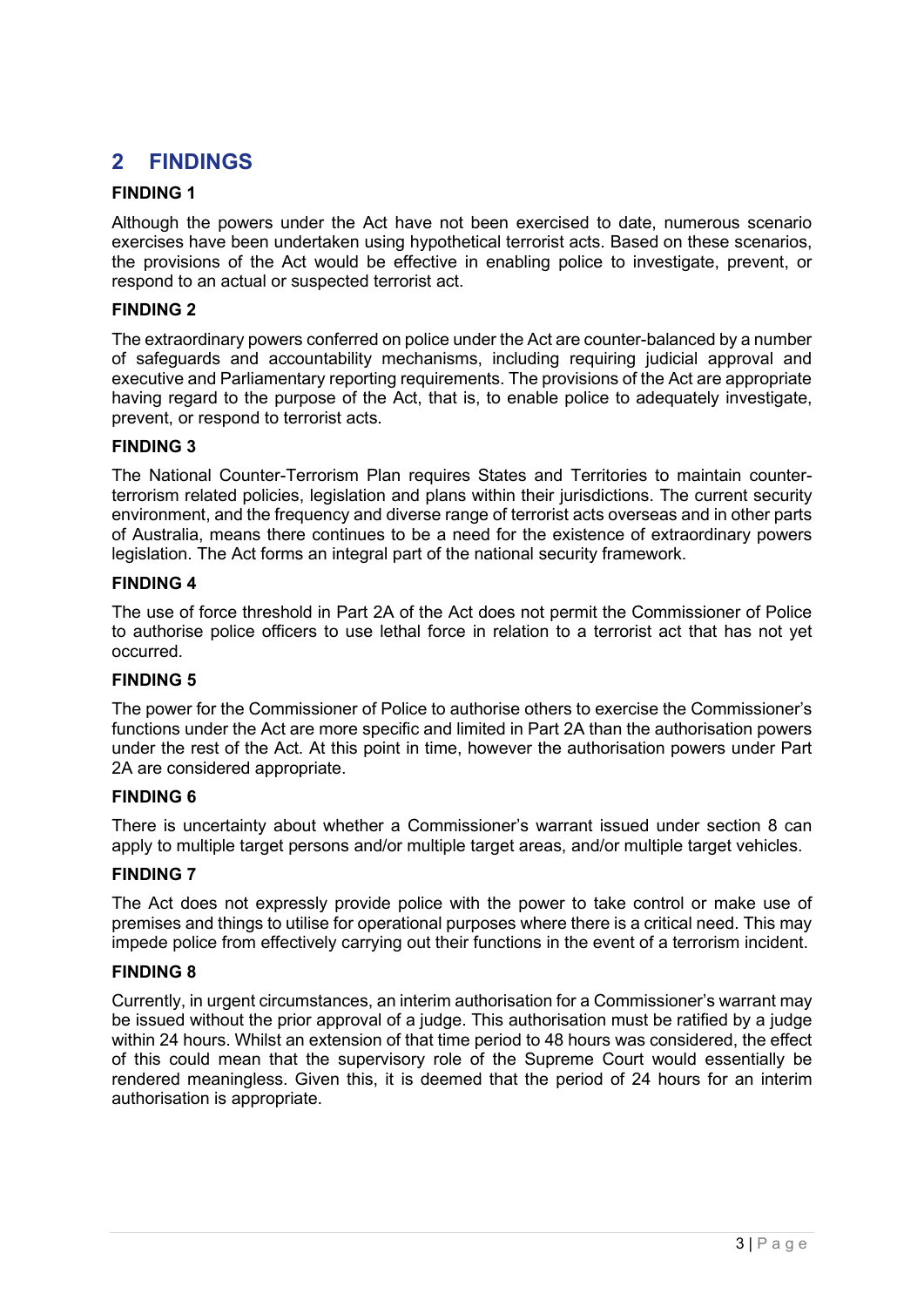## 2 FINDINGS

**FINDING 1**

Although the powers under the Act have not been exercised to date, numerous scenario exercises have been undertaken using hypothetical terrorist acts. Based on these scenarios, the provisions of the Act would be effective in enabling police to investigate, prevent, or respond to an actual or suspected terrorist act.

**FINDING 2**

The extraordinary powers conferred on police under the Act are counter-balanced by a number of safeguards and accountability mechanisms, including requiring judicial approval and executive and Parliamentary reporting requirements. The provisions of the Act are appropriate having regard to the purpose of the Act, that is, to enable police to adequately investigate, prevent, or respond to terrorist acts.

**FINDING 3**

The National Counter-Terrorism Plan requires States and Territories to maintain counter-terrorism related policies, legislation and plans within their jurisdictions. The current security environment, and the frequency and diverse range of terrorist acts overseas and in other parts of Australia, means there continues to be a need for the existence of extraordinary powers legislation. The Act forms an integral part of the national security framework.

**FINDING 4**

The use of force threshold in Part 2A of the Act does not permit the Commissioner of Police to authorise police officers to use lethal force in relation to a terrorist act that has not yet occurred.

**FINDING 5**

The power for the Commissioner of Police to authorise others to exercise the Commissioner's functions under the Act are more specific and limited in Part 2A than the authorisation powers under the rest of the Act. At this point in time, however the authorisation powers under Part 2A are considered appropriate.

**FINDING 6**

There is uncertainty about whether a Commissioner's warrant issued under section 8 can apply to multiple target persons and/or multiple target areas, and/or multiple target vehicles.

**FINDING 7**

The Act does not expressly provide police with the power to take control or make use of premises and things to utilise for operational purposes where there is a critical need. This may impede police from effectively carrying out their functions in the event of a terrorism incident.

**FINDING 8**

Currently, in urgent circumstances, an interim authorisation for a Commissioner's warrant may be issued without the prior approval of a judge. This authorisation must be ratified by a judge within 24 hours. Whilst an extension of that time period to 48 hours was considered, the effect of this could mean that the supervisory role of the Supreme Court would essentially be rendered meaningless. Given this, it is deemed that the period of 24 hours for an interim authorisation is appropriate.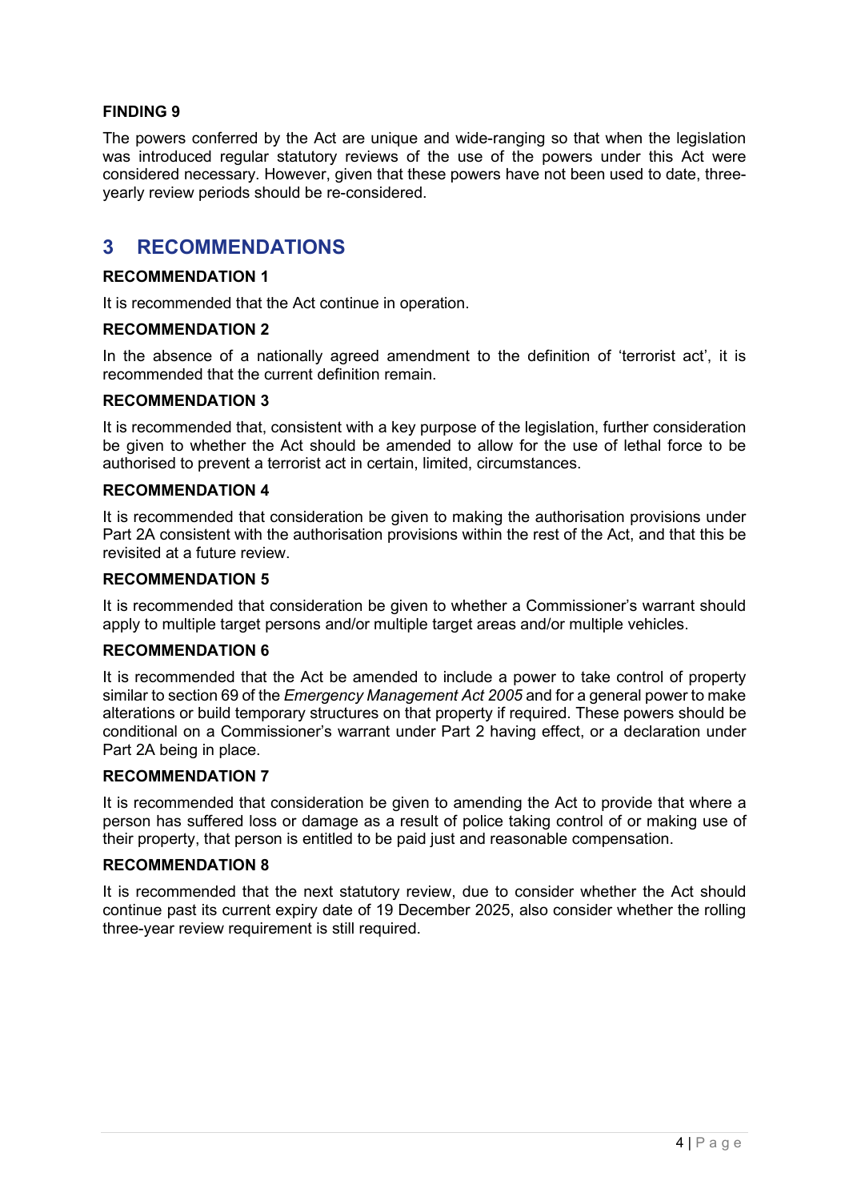#### FINDING 9

The powers conferred by the Act are unique and wide-ranging so that when the legislation was introduced regular statutory reviews of the use of the powers under this Act were considered necessary. However, given that these powers have not been used to date, three-yearly review periods should be re-considered.

## 3 RECOMMENDATIONS

#### RECOMMENDATION 1

It is recommended that the Act continue in operation.

#### RECOMMENDATION 2

In the absence of a nationally agreed amendment to the definition of 'terrorist act', it is recommended that the current definition remain.

#### RECOMMENDATION 3

It is recommended that, consistent with a key purpose of the legislation, further consideration be given to whether the Act should be amended to allow for the use of lethal force to be authorised to prevent a terrorist act in certain, limited, circumstances.

#### RECOMMENDATION 4

It is recommended that consideration be given to making the authorisation provisions under Part 2A consistent with the authorisation provisions within the rest of the Act, and that this be revisited at a future review.

#### RECOMMENDATION 5

It is recommended that consideration be given to whether a Commissioner's warrant should apply to multiple target persons and/or multiple target areas and/or multiple vehicles.

#### RECOMMENDATION 6

It is recommended that the Act be amended to include a power to take control of property similar to section 69 of the *Emergency Management Act 2005* and for a general power to make alterations or build temporary structures on that property if required. These powers should be conditional on a Commissioner's warrant under Part 2 having effect, or a declaration under Part 2A being in place.

#### RECOMMENDATION 7

It is recommended that consideration be given to amending the Act to provide that where a person has suffered loss or damage as a result of police taking control of or making use of their property, that person is entitled to be paid just and reasonable compensation.

#### RECOMMENDATION 8

It is recommended that the next statutory review, due to consider whether the Act should continue past its current expiry date of 19 December 2025, also consider whether the rolling three-year review requirement is still required.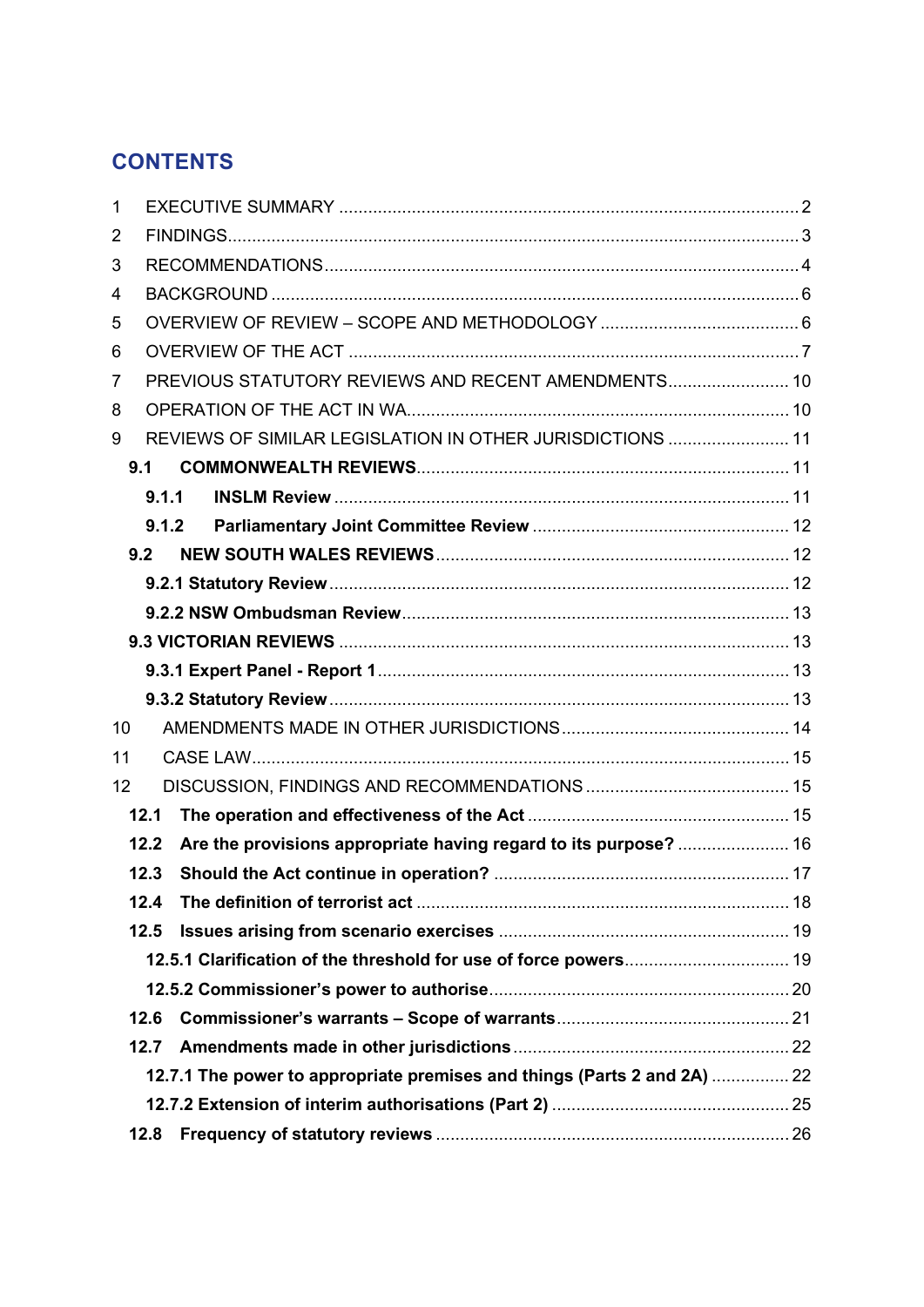## CONTENTS

1 EXECUTIVE SUMMARY ........ 2
2 FINDINGS ........ 3
3 RECOMMENDATIONS ........ 4
4 BACKGROUND ........ 6
5 OVERVIEW OF REVIEW – SCOPE AND METHODOLOGY ........ 6
6 OVERVIEW OF THE ACT ........ 7
7 PREVIOUS STATUTORY REVIEWS AND RECENT AMENDMENTS ........ 10
8 OPERATION OF THE ACT IN WA ........ 10
9 REVIEWS OF SIMILAR LEGISLATION IN OTHER JURISDICTIONS ........ 11
- **9.1 COMMONWEALTH REVIEWS** ........ 11
  - **9.1.1 INSLM Review** ........ 11
  - **9.1.2 Parliamentary Joint Committee Review** ........ 12
- **9.2 NEW SOUTH WALES REVIEWS** ........ 12
  - **9.2.1 Statutory Review** ........ 12
  - **9.2.2 NSW Ombudsman Review** ........ 13
- **9.3 VICTORIAN REVIEWS** ........ 13
  - **9.3.1 Expert Panel - Report 1** ........ 13
  - **9.3.2 Statutory Review** ........ 13

10 AMENDMENTS MADE IN OTHER JURISDICTIONS ........ 14
11 CASE LAW ........ 15
12 DISCUSSION, FINDINGS AND RECOMMENDATIONS ........ 15
- **12.1 The operation and effectiveness of the Act** ........ 15
- **12.2 Are the provisions appropriate having regard to its purpose?** ........ 16
- **12.3 Should the Act continue in operation?** ........ 17
- **12.4 The definition of terrorist act** ........ 18
- **12.5 Issues arising from scenario exercises** ........ 19
  - **12.5.1 Clarification of the threshold for use of force powers** ........ 19
  - **12.5.2 Commissioner's power to authorise** ........ 20
- **12.6 Commissioner's warrants – Scope of warrants** ........ 21
- **12.7 Amendments made in other jurisdictions** ........ 22
  - **12.7.1 The power to appropriate premises and things (Parts 2 and 2A)** ........ 22
  - **12.7.2 Extension of interim authorisations (Part 2)** ........ 25
- **12.8 Frequency of statutory reviews** ........ 26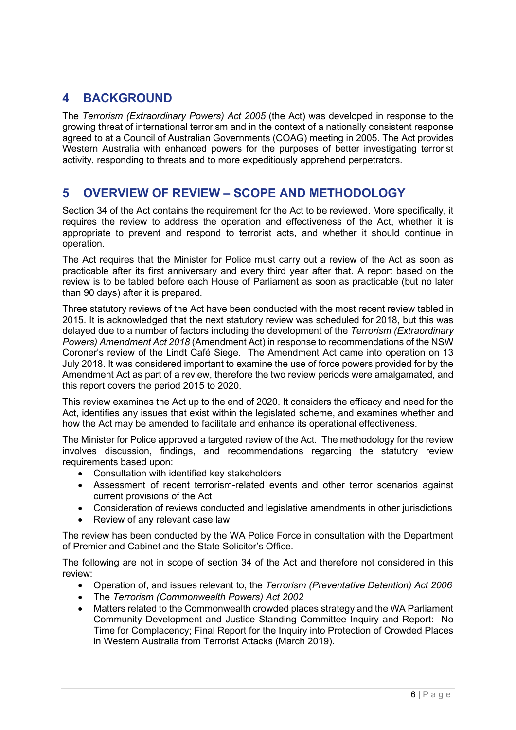## 4 BACKGROUND

The *Terrorism (Extraordinary Powers) Act 2005* (the Act) was developed in response to the growing threat of international terrorism and in the context of a nationally consistent response agreed to at a Council of Australian Governments (COAG) meeting in 2005. The Act provides Western Australia with enhanced powers for the purposes of better investigating terrorist activity, responding to threats and to more expeditiously apprehend perpetrators.

## 5 OVERVIEW OF REVIEW – SCOPE AND METHODOLOGY

Section 34 of the Act contains the requirement for the Act to be reviewed. More specifically, it requires the review to address the operation and effectiveness of the Act, whether it is appropriate to prevent and respond to terrorist acts, and whether it should continue in operation.

The Act requires that the Minister for Police must carry out a review of the Act as soon as practicable after its first anniversary and every third year after that. A report based on the review is to be tabled before each House of Parliament as soon as practicable (but no later than 90 days) after it is prepared.

Three statutory reviews of the Act have been conducted with the most recent review tabled in 2015. It is acknowledged that the next statutory review was scheduled for 2018, but this was delayed due to a number of factors including the development of the *Terrorism (Extraordinary Powers) Amendment Act 2018* (Amendment Act) in response to recommendations of the NSW Coroner's review of the Lindt Café Siege. The Amendment Act came into operation on 13 July 2018. It was considered important to examine the use of force powers provided for by the Amendment Act as part of a review, therefore the two review periods were amalgamated, and this report covers the period 2015 to 2020.

This review examines the Act up to the end of 2020. It considers the efficacy and need for the Act, identifies any issues that exist within the legislated scheme, and examines whether and how the Act may be amended to facilitate and enhance its operational effectiveness.

The Minister for Police approved a targeted review of the Act. The methodology for the review involves discussion, findings, and recommendations regarding the statutory review requirements based upon:

- Consultation with identified key stakeholders
- Assessment of recent terrorism-related events and other terror scenarios against current provisions of the Act
- Consideration of reviews conducted and legislative amendments in other jurisdictions
- Review of any relevant case law.

The review has been conducted by the WA Police Force in consultation with the Department of Premier and Cabinet and the State Solicitor's Office.

The following are not in scope of section 34 of the Act and therefore not considered in this review:

- Operation of, and issues relevant to, the *Terrorism (Preventative Detention) Act 2006*
- The *Terrorism (Commonwealth Powers) Act 2002*
- Matters related to the Commonwealth crowded places strategy and the WA Parliament Community Development and Justice Standing Committee Inquiry and Report: No Time for Complacency; Final Report for the Inquiry into Protection of Crowded Places in Western Australia from Terrorist Attacks (March 2019).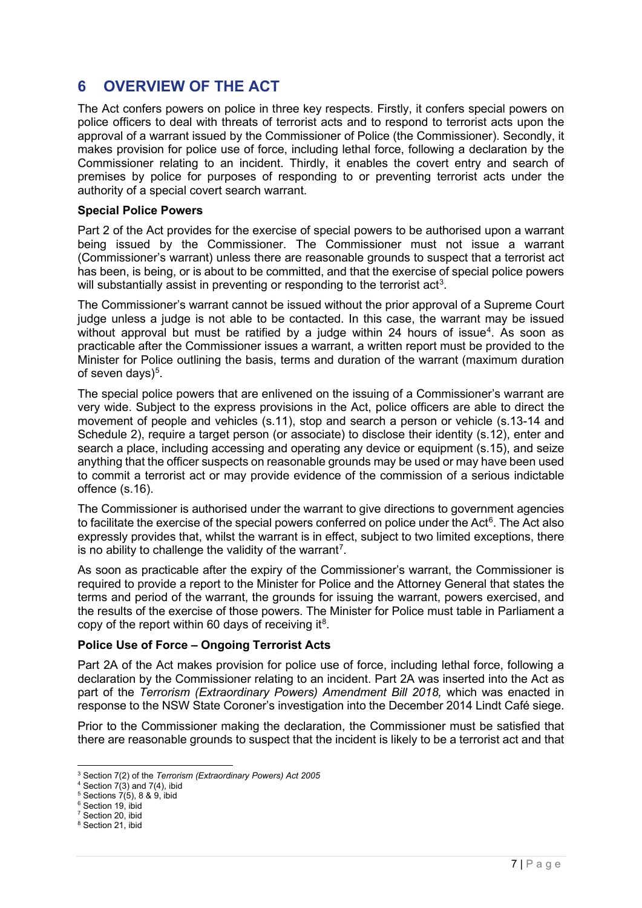## 6 OVERVIEW OF THE ACT

The Act confers powers on police in three key respects. Firstly, it confers special powers on police officers to deal with threats of terrorist acts and to respond to terrorist acts upon the approval of a warrant issued by the Commissioner of Police (the Commissioner). Secondly, it makes provision for police use of force, including lethal force, following a declaration by the Commissioner relating to an incident. Thirdly, it enables the covert entry and search of premises by police for purposes of responding to or preventing terrorist acts under the authority of a special covert search warrant.

**Special Police Powers**

Part 2 of the Act provides for the exercise of special powers to be authorised upon a warrant being issued by the Commissioner. The Commissioner must not issue a warrant (Commissioner's warrant) unless there are reasonable grounds to suspect that a terrorist act has been, is being, or is about to be committed, and that the exercise of special police powers will substantially assist in preventing or responding to the terrorist act[3].

The Commissioner's warrant cannot be issued without the prior approval of a Supreme Court judge unless a judge is not able to be contacted. In this case, the warrant may be issued without approval but must be ratified by a judge within 24 hours of issue[4]. As soon as practicable after the Commissioner issues a warrant, a written report must be provided to the Minister for Police outlining the basis, terms and duration of the warrant (maximum duration of seven days)[5].

The special police powers that are enlivened on the issuing of a Commissioner's warrant are very wide. Subject to the express provisions in the Act, police officers are able to direct the movement of people and vehicles (s.11), stop and search a person or vehicle (s.13-14 and Schedule 2), require a target person (or associate) to disclose their identity (s.12), enter and search a place, including accessing and operating any device or equipment (s.15), and seize anything that the officer suspects on reasonable grounds may be used or may have been used to commit a terrorist act or may provide evidence of the commission of a serious indictable offence (s.16).

The Commissioner is authorised under the warrant to give directions to government agencies to facilitate the exercise of the special powers conferred on police under the Act[6]. The Act also expressly provides that, whilst the warrant is in effect, subject to two limited exceptions, there is no ability to challenge the validity of the warrant[7].

As soon as practicable after the expiry of the Commissioner's warrant, the Commissioner is required to provide a report to the Minister for Police and the Attorney General that states the terms and period of the warrant, the grounds for issuing the warrant, powers exercised, and the results of the exercise of those powers. The Minister for Police must table in Parliament a copy of the report within 60 days of receiving it[8].

**Police Use of Force – Ongoing Terrorist Acts**

Part 2A of the Act makes provision for police use of force, including lethal force, following a declaration by the Commissioner relating to an incident. Part 2A was inserted into the Act as part of the *Terrorism (Extraordinary Powers) Amendment Bill 2018,* which was enacted in response to the NSW State Coroner's investigation into the December 2014 Lindt Café siege.

Prior to the Commissioner making the declaration, the Commissioner must be satisfied that there are reasonable grounds to suspect that the incident is likely to be a terrorist act and that

---

[3] Section 7(2) of the *Terrorism (Extraordinary Powers) Act 2005*
[4] Section 7(3) and 7(4), ibid
[5] Sections 7(5), 8 & 9, ibid
[6] Section 19, ibid
[7] Section 20, ibid
[8] Section 21, ibid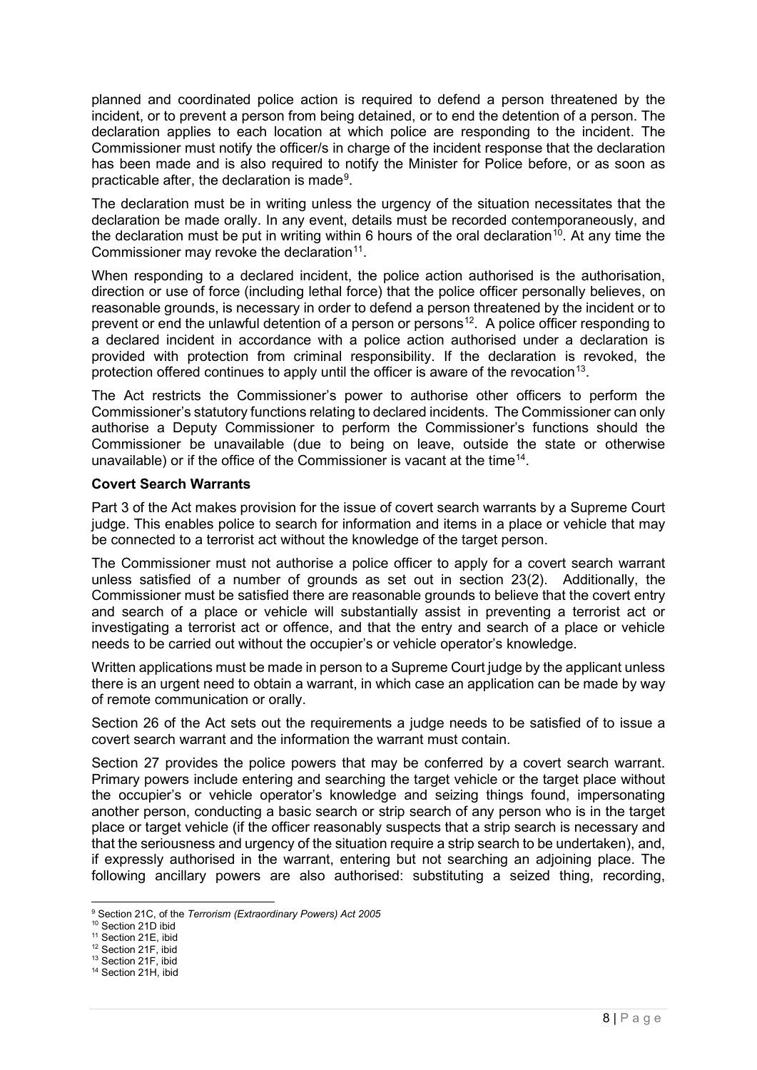planned and coordinated police action is required to defend a person threatened by the incident, or to prevent a person from being detained, or to end the detention of a person. The declaration applies to each location at which police are responding to the incident. The Commissioner must notify the officer/s in charge of the incident response that the declaration has been made and is also required to notify the Minister for Police before, or as soon as practicable after, the declaration is made[9].

The declaration must be in writing unless the urgency of the situation necessitates that the declaration be made orally. In any event, details must be recorded contemporaneously, and the declaration must be put in writing within 6 hours of the oral declaration[10]. At any time the Commissioner may revoke the declaration[11].

When responding to a declared incident, the police action authorised is the authorisation, direction or use of force (including lethal force) that the police officer personally believes, on reasonable grounds, is necessary in order to defend a person threatened by the incident or to prevent or end the unlawful detention of a person or persons[12]. A police officer responding to a declared incident in accordance with a police action authorised under a declaration is provided with protection from criminal responsibility. If the declaration is revoked, the protection offered continues to apply until the officer is aware of the revocation[13].

The Act restricts the Commissioner's power to authorise other officers to perform the Commissioner's statutory functions relating to declared incidents. The Commissioner can only authorise a Deputy Commissioner to perform the Commissioner's functions should the Commissioner be unavailable (due to being on leave, outside the state or otherwise unavailable) or if the office of the Commissioner is vacant at the time[14].

**Covert Search Warrants**

Part 3 of the Act makes provision for the issue of covert search warrants by a Supreme Court judge. This enables police to search for information and items in a place or vehicle that may be connected to a terrorist act without the knowledge of the target person.

The Commissioner must not authorise a police officer to apply for a covert search warrant unless satisfied of a number of grounds as set out in section 23(2). Additionally, the Commissioner must be satisfied there are reasonable grounds to believe that the covert entry and search of a place or vehicle will substantially assist in preventing a terrorist act or investigating a terrorist act or offence, and that the entry and search of a place or vehicle needs to be carried out without the occupier's or vehicle operator's knowledge.

Written applications must be made in person to a Supreme Court judge by the applicant unless there is an urgent need to obtain a warrant, in which case an application can be made by way of remote communication or orally.

Section 26 of the Act sets out the requirements a judge needs to be satisfied of to issue a covert search warrant and the information the warrant must contain.

Section 27 provides the police powers that may be conferred by a covert search warrant. Primary powers include entering and searching the target vehicle or the target place without the occupier's or vehicle operator's knowledge and seizing things found, impersonating another person, conducting a basic search or strip search of any person who is in the target place or target vehicle (if the officer reasonably suspects that a strip search is necessary and that the seriousness and urgency of the situation require a strip search to be undertaken), and, if expressly authorised in the warrant, entering but not searching an adjoining place. The following ancillary powers are also authorised: substituting a seized thing, recording,

---

[9] Section 21C, of the *Terrorism (Extraordinary Powers) Act 2005*

[10] Section 21D ibid

[11] Section 21E, ibid

[12] Section 21F, ibid

[13] Section 21F, ibid

[14] Section 21H, ibid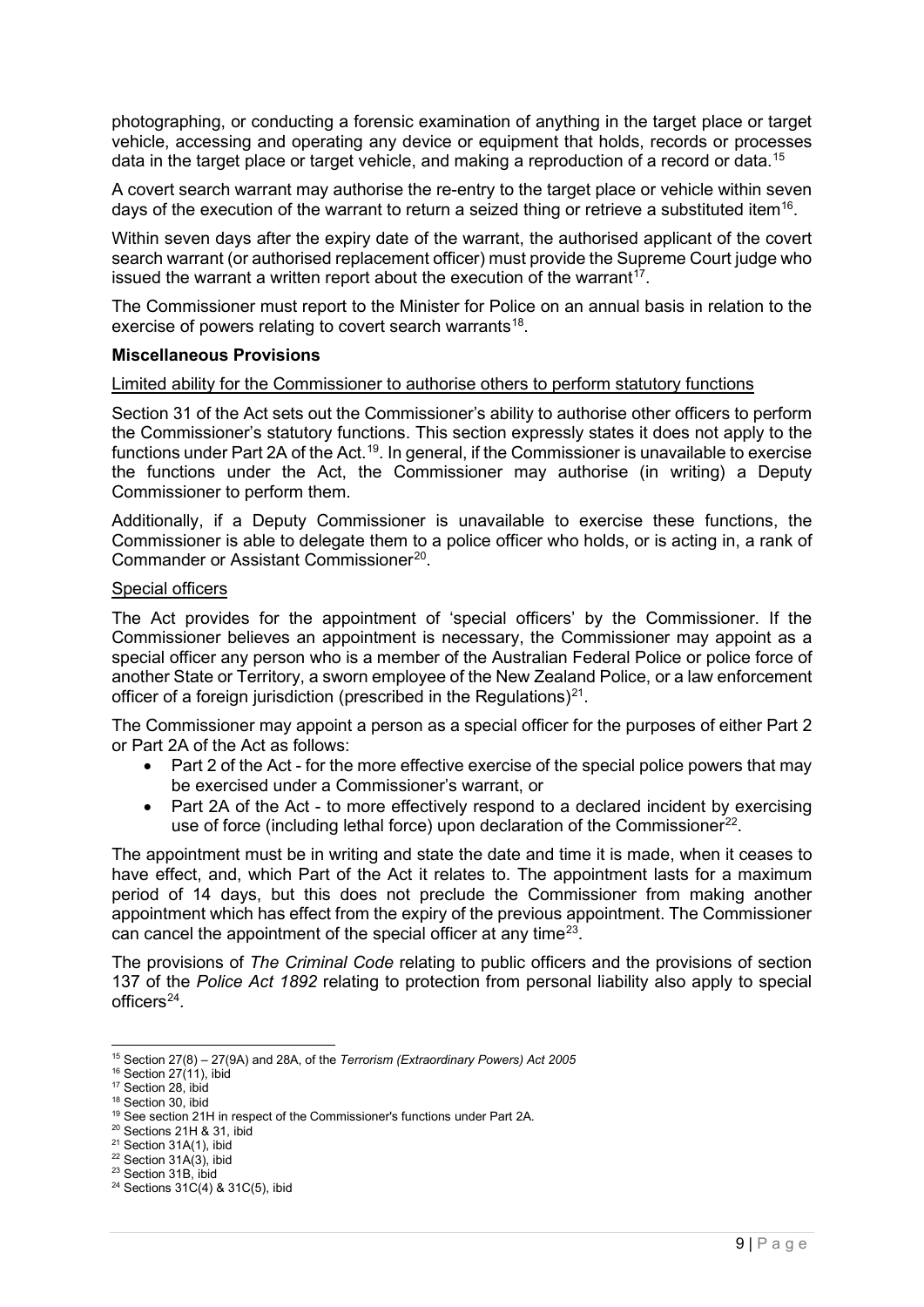photographing, or conducting a forensic examination of anything in the target place or target vehicle, accessing and operating any device or equipment that holds, records or processes data in the target place or target vehicle, and making a reproduction of a record or data.[15]

A covert search warrant may authorise the re-entry to the target place or vehicle within seven days of the execution of the warrant to return a seized thing or retrieve a substituted item[16].

Within seven days after the expiry date of the warrant, the authorised applicant of the covert search warrant (or authorised replacement officer) must provide the Supreme Court judge who issued the warrant a written report about the execution of the warrant[17].

The Commissioner must report to the Minister for Police on an annual basis in relation to the exercise of powers relating to covert search warrants[18].

**Miscellaneous Provisions**

Limited ability for the Commissioner to authorise others to perform statutory functions

Section 31 of the Act sets out the Commissioner's ability to authorise other officers to perform the Commissioner's statutory functions. This section expressly states it does not apply to the functions under Part 2A of the Act.[19]. In general, if the Commissioner is unavailable to exercise the functions under the Act, the Commissioner may authorise (in writing) a Deputy Commissioner to perform them.

Additionally, if a Deputy Commissioner is unavailable to exercise these functions, the Commissioner is able to delegate them to a police officer who holds, or is acting in, a rank of Commander or Assistant Commissioner[20].

Special officers

The Act provides for the appointment of 'special officers' by the Commissioner. If the Commissioner believes an appointment is necessary, the Commissioner may appoint as a special officer any person who is a member of the Australian Federal Police or police force of another State or Territory, a sworn employee of the New Zealand Police, or a law enforcement officer of a foreign jurisdiction (prescribed in the Regulations)[21].

The Commissioner may appoint a person as a special officer for the purposes of either Part 2 or Part 2A of the Act as follows:

- Part 2 of the Act - for the more effective exercise of the special police powers that may be exercised under a Commissioner's warrant, or
- Part 2A of the Act - to more effectively respond to a declared incident by exercising use of force (including lethal force) upon declaration of the Commissioner[22].

The appointment must be in writing and state the date and time it is made, when it ceases to have effect, and, which Part of the Act it relates to. The appointment lasts for a maximum period of 14 days, but this does not preclude the Commissioner from making another appointment which has effect from the expiry of the previous appointment. The Commissioner can cancel the appointment of the special officer at any time[23].

The provisions of *The Criminal Code* relating to public officers and the provisions of section 137 of the *Police Act 1892* relating to protection from personal liability also apply to special officers[24].

---

[15] Section 27(8) – 27(9A) and 28A, of the *Terrorism (Extraordinary Powers) Act 2005*
[16] Section 27(11), ibid
[17] Section 28, ibid
[18] Section 30, ibid
[19] See section 21H in respect of the Commissioner's functions under Part 2A.
[20] Sections 21H & 31, ibid
[21] Section 31A(1), ibid
[22] Section 31A(3), ibid
[23] Section 31B, ibid
[24] Sections 31C(4) & 31C(5), ibid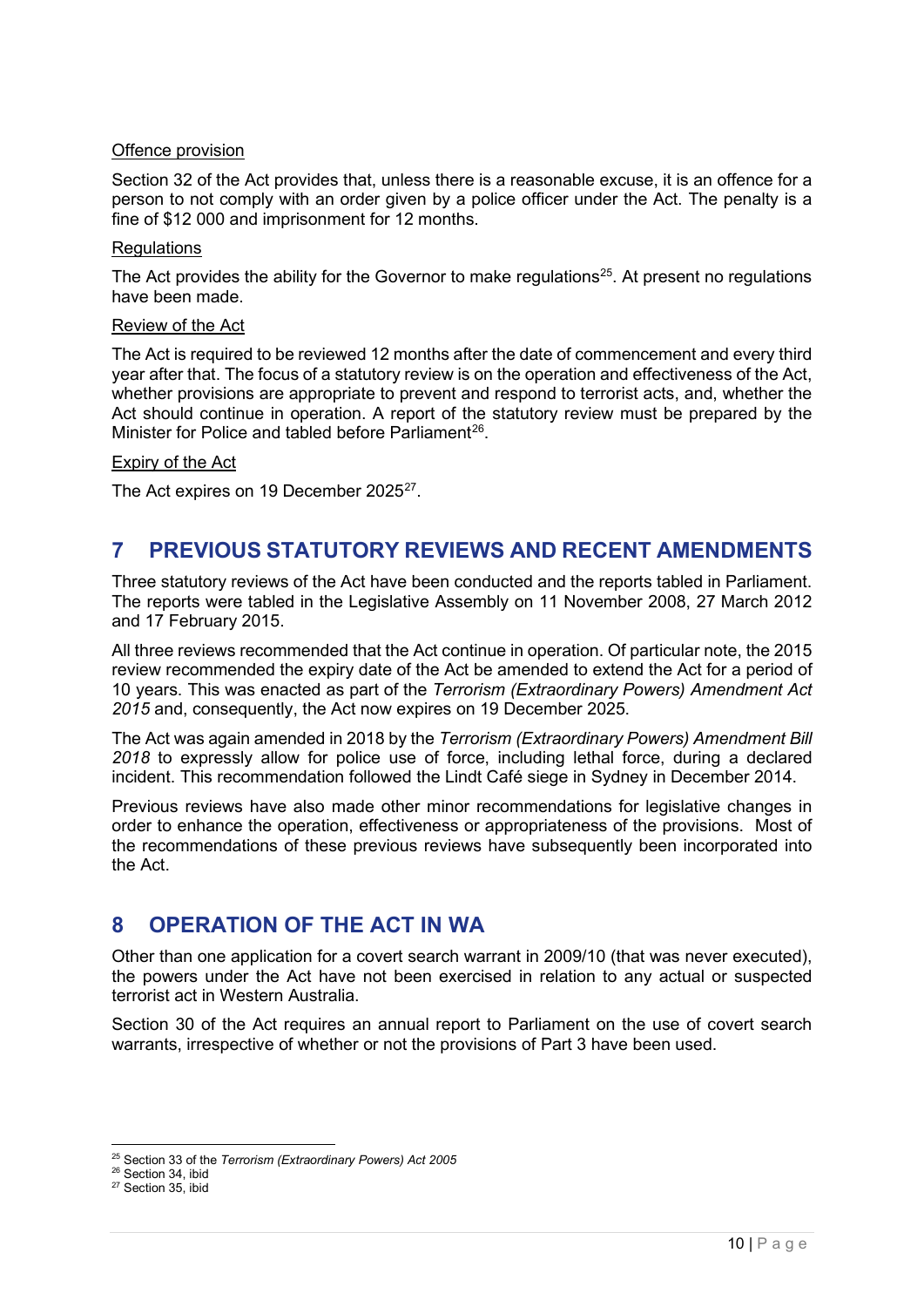Offence provision

Section 32 of the Act provides that, unless there is a reasonable excuse, it is an offence for a person to not comply with an order given by a police officer under the Act. The penalty is a fine of $12 000 and imprisonment for 12 months.

Regulations

The Act provides the ability for the Governor to make regulations[25]. At present no regulations have been made.

Review of the Act

The Act is required to be reviewed 12 months after the date of commencement and every third year after that. The focus of a statutory review is on the operation and effectiveness of the Act, whether provisions are appropriate to prevent and respond to terrorist acts, and, whether the Act should continue in operation. A report of the statutory review must be prepared by the Minister for Police and tabled before Parliament[26].

Expiry of the Act

The Act expires on 19 December 2025[27].

## 7 PREVIOUS STATUTORY REVIEWS AND RECENT AMENDMENTS

Three statutory reviews of the Act have been conducted and the reports tabled in Parliament. The reports were tabled in the Legislative Assembly on 11 November 2008, 27 March 2012 and 17 February 2015.

All three reviews recommended that the Act continue in operation. Of particular note, the 2015 review recommended the expiry date of the Act be amended to extend the Act for a period of 10 years. This was enacted as part of the *Terrorism (Extraordinary Powers) Amendment Act 2015* and, consequently, the Act now expires on 19 December 2025.

The Act was again amended in 2018 by the *Terrorism (Extraordinary Powers) Amendment Bill 2018* to expressly allow for police use of force, including lethal force, during a declared incident. This recommendation followed the Lindt Café siege in Sydney in December 2014.

Previous reviews have also made other minor recommendations for legislative changes in order to enhance the operation, effectiveness or appropriateness of the provisions. Most of the recommendations of these previous reviews have subsequently been incorporated into the Act.

## 8 OPERATION OF THE ACT IN WA

Other than one application for a covert search warrant in 2009/10 (that was never executed), the powers under the Act have not been exercised in relation to any actual or suspected terrorist act in Western Australia.

Section 30 of the Act requires an annual report to Parliament on the use of covert search warrants, irrespective of whether or not the provisions of Part 3 have been used.

---

[25] Section 33 of the *Terrorism (Extraordinary Powers) Act 2005*

[26] Section 34, ibid

[27] Section 35, ibid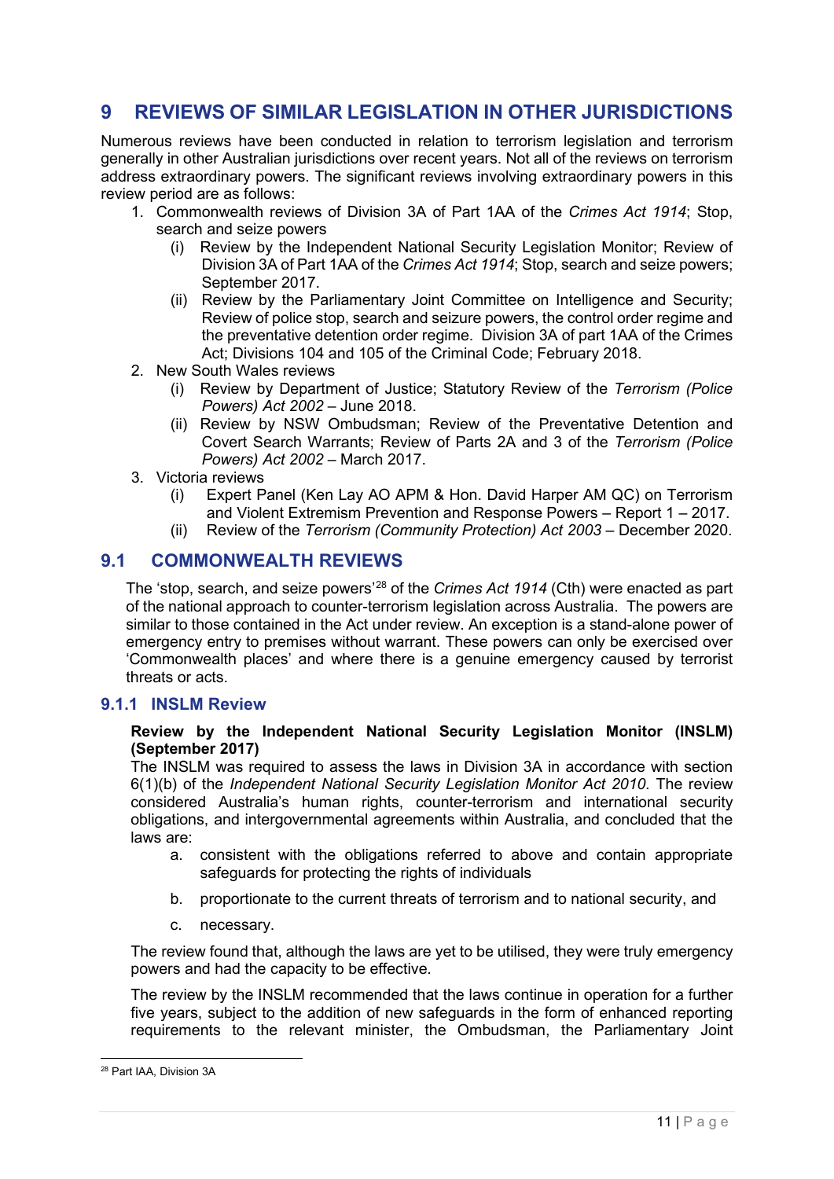# 9 REVIEWS OF SIMILAR LEGISLATION IN OTHER JURISDICTIONS

Numerous reviews have been conducted in relation to terrorism legislation and terrorism generally in other Australian jurisdictions over recent years. Not all of the reviews on terrorism address extraordinary powers. The significant reviews involving extraordinary powers in this review period are as follows:

1. Commonwealth reviews of Division 3A of Part 1AA of the *Crimes Act 1914*; Stop, search and seize powers
   - (i) Review by the Independent National Security Legislation Monitor; Review of Division 3A of Part 1AA of the *Crimes Act 1914*; Stop, search and seize powers; September 2017.
   - (ii) Review by the Parliamentary Joint Committee on Intelligence and Security; Review of police stop, search and seizure powers, the control order regime and the preventative detention order regime. Division 3A of part 1AA of the Crimes Act; Divisions 104 and 105 of the Criminal Code; February 2018.
2. New South Wales reviews
   - (i) Review by Department of Justice; Statutory Review of the *Terrorism (Police Powers) Act 2002* – June 2018.
   - (ii) Review by NSW Ombudsman; Review of the Preventative Detention and Covert Search Warrants; Review of Parts 2A and 3 of the *Terrorism (Police Powers) Act 2002* – March 2017.
3. Victoria reviews
   - (i) Expert Panel (Ken Lay AO APM & Hon. David Harper AM QC) on Terrorism and Violent Extremism Prevention and Response Powers – Report 1 – 2017.
   - (ii) Review of the *Terrorism (Community Protection) Act 2003* – December 2020.

## 9.1 COMMONWEALTH REVIEWS

The 'stop, search, and seize powers'[28] of the *Crimes Act 1914* (Cth) were enacted as part of the national approach to counter-terrorism legislation across Australia. The powers are similar to those contained in the Act under review. An exception is a stand-alone power of emergency entry to premises without warrant. These powers can only be exercised over 'Commonwealth places' and where there is a genuine emergency caused by terrorist threats or acts.

### 9.1.1 INSLM Review

**Review by the Independent National Security Legislation Monitor (INSLM) (September 2017)**

The INSLM was required to assess the laws in Division 3A in accordance with section 6(1)(b) of the *Independent National Security Legislation Monitor Act 2010*. The review considered Australia's human rights, counter-terrorism and international security obligations, and intergovernmental agreements within Australia, and concluded that the laws are:

a. consistent with the obligations referred to above and contain appropriate safeguards for protecting the rights of individuals

b. proportionate to the current threats of terrorism and to national security, and

c. necessary.

The review found that, although the laws are yet to be utilised, they were truly emergency powers and had the capacity to be effective.

The review by the INSLM recommended that the laws continue in operation for a further five years, subject to the addition of new safeguards in the form of enhanced reporting requirements to the relevant minister, the Ombudsman, the Parliamentary Joint

[28] Part IAA, Division 3A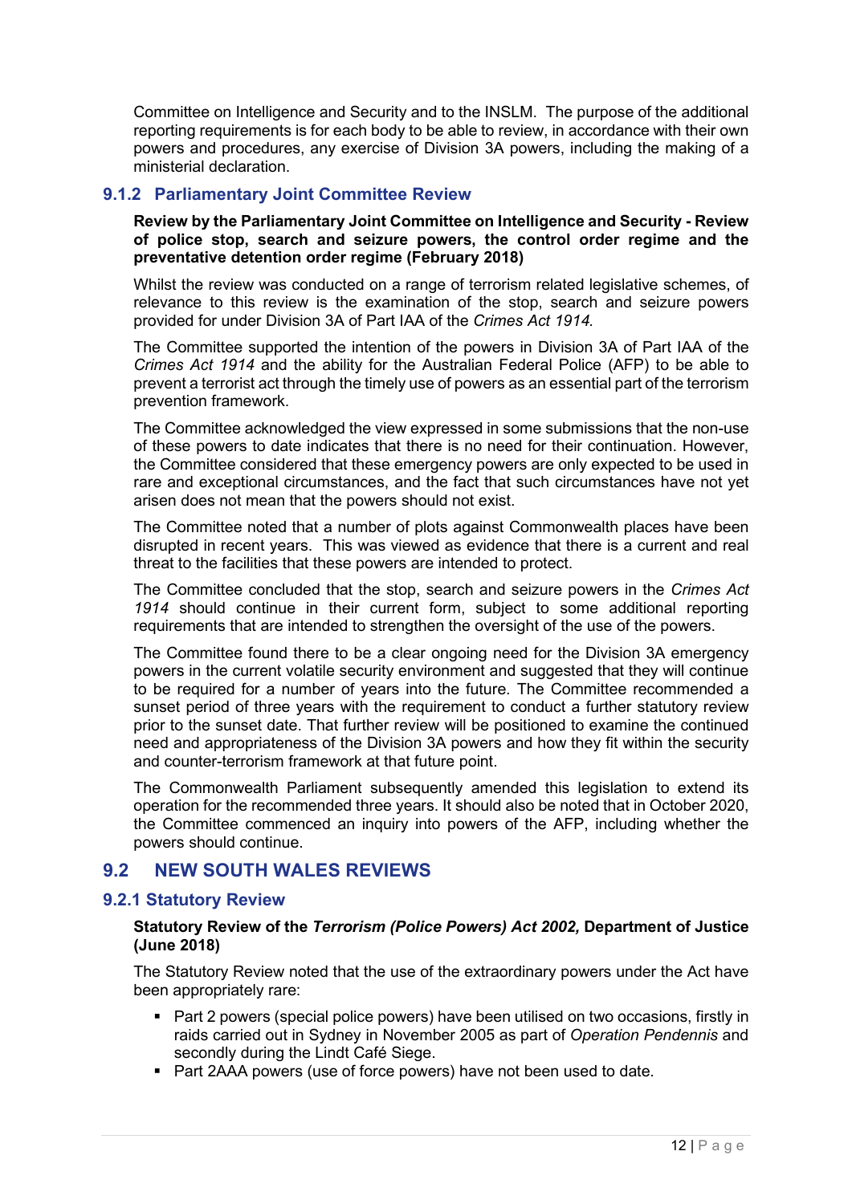Committee on Intelligence and Security and to the INSLM. The purpose of the additional reporting requirements is for each body to be able to review, in accordance with their own powers and procedures, any exercise of Division 3A powers, including the making of a ministerial declaration.

### 9.1.2 Parliamentary Joint Committee Review

**Review by the Parliamentary Joint Committee on Intelligence and Security - Review of police stop, search and seizure powers, the control order regime and the preventative detention order regime (February 2018)**

Whilst the review was conducted on a range of terrorism related legislative schemes, of relevance to this review is the examination of the stop, search and seizure powers provided for under Division 3A of Part IAA of the *Crimes Act 1914.*

The Committee supported the intention of the powers in Division 3A of Part IAA of the *Crimes Act 1914* and the ability for the Australian Federal Police (AFP) to be able to prevent a terrorist act through the timely use of powers as an essential part of the terrorism prevention framework.

The Committee acknowledged the view expressed in some submissions that the non-use of these powers to date indicates that there is no need for their continuation. However, the Committee considered that these emergency powers are only expected to be used in rare and exceptional circumstances, and the fact that such circumstances have not yet arisen does not mean that the powers should not exist.

The Committee noted that a number of plots against Commonwealth places have been disrupted in recent years. This was viewed as evidence that there is a current and real threat to the facilities that these powers are intended to protect.

The Committee concluded that the stop, search and seizure powers in the *Crimes Act 1914* should continue in their current form, subject to some additional reporting requirements that are intended to strengthen the oversight of the use of the powers.

The Committee found there to be a clear ongoing need for the Division 3A emergency powers in the current volatile security environment and suggested that they will continue to be required for a number of years into the future. The Committee recommended a sunset period of three years with the requirement to conduct a further statutory review prior to the sunset date. That further review will be positioned to examine the continued need and appropriateness of the Division 3A powers and how they fit within the security and counter-terrorism framework at that future point.

The Commonwealth Parliament subsequently amended this legislation to extend its operation for the recommended three years. It should also be noted that in October 2020, the Committee commenced an inquiry into powers of the AFP, including whether the powers should continue.

## 9.2 NEW SOUTH WALES REVIEWS

### 9.2.1 Statutory Review

**Statutory Review of the *Terrorism (Police Powers) Act 2002,* Department of Justice (June 2018)**

The Statutory Review noted that the use of the extraordinary powers under the Act have been appropriately rare:

- Part 2 powers (special police powers) have been utilised on two occasions, firstly in raids carried out in Sydney in November 2005 as part of *Operation Pendennis* and secondly during the Lindt Café Siege.
- Part 2AAA powers (use of force powers) have not been used to date.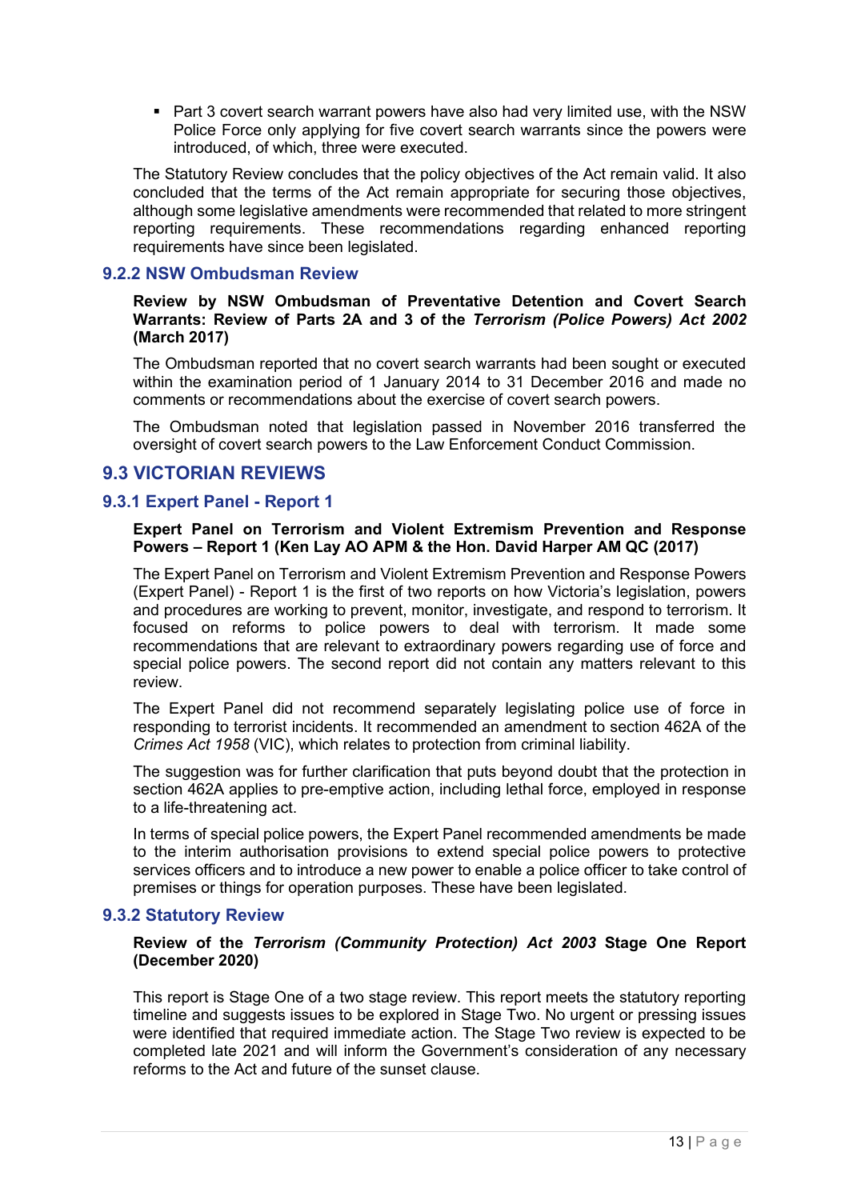- Part 3 covert search warrant powers have also had very limited use, with the NSW Police Force only applying for five covert search warrants since the powers were introduced, of which, three were executed.

The Statutory Review concludes that the policy objectives of the Act remain valid. It also concluded that the terms of the Act remain appropriate for securing those objectives, although some legislative amendments were recommended that related to more stringent reporting requirements. These recommendations regarding enhanced reporting requirements have since been legislated.

### 9.2.2 NSW Ombudsman Review

**Review by NSW Ombudsman of Preventative Detention and Covert Search Warrants: Review of Parts 2A and 3 of the *Terrorism (Police Powers) Act 2002* (March 2017)**

The Ombudsman reported that no covert search warrants had been sought or executed within the examination period of 1 January 2014 to 31 December 2016 and made no comments or recommendations about the exercise of covert search powers.

The Ombudsman noted that legislation passed in November 2016 transferred the oversight of covert search powers to the Law Enforcement Conduct Commission.

## 9.3 VICTORIAN REVIEWS

### 9.3.1 Expert Panel - Report 1

**Expert Panel on Terrorism and Violent Extremism Prevention and Response Powers – Report 1 (Ken Lay AO APM & the Hon. David Harper AM QC (2017)**

The Expert Panel on Terrorism and Violent Extremism Prevention and Response Powers (Expert Panel) - Report 1 is the first of two reports on how Victoria's legislation, powers and procedures are working to prevent, monitor, investigate, and respond to terrorism. It focused on reforms to police powers to deal with terrorism. It made some recommendations that are relevant to extraordinary powers regarding use of force and special police powers. The second report did not contain any matters relevant to this review.

The Expert Panel did not recommend separately legislating police use of force in responding to terrorist incidents. It recommended an amendment to section 462A of the *Crimes Act 1958* (VIC), which relates to protection from criminal liability.

The suggestion was for further clarification that puts beyond doubt that the protection in section 462A applies to pre-emptive action, including lethal force, employed in response to a life-threatening act.

In terms of special police powers, the Expert Panel recommended amendments be made to the interim authorisation provisions to extend special police powers to protective services officers and to introduce a new power to enable a police officer to take control of premises or things for operation purposes. These have been legislated.

### 9.3.2 Statutory Review

**Review of the *Terrorism (Community Protection) Act 2003* Stage One Report (December 2020)**

This report is Stage One of a two stage review. This report meets the statutory reporting timeline and suggests issues to be explored in Stage Two. No urgent or pressing issues were identified that required immediate action. The Stage Two review is expected to be completed late 2021 and will inform the Government's consideration of any necessary reforms to the Act and future of the sunset clause.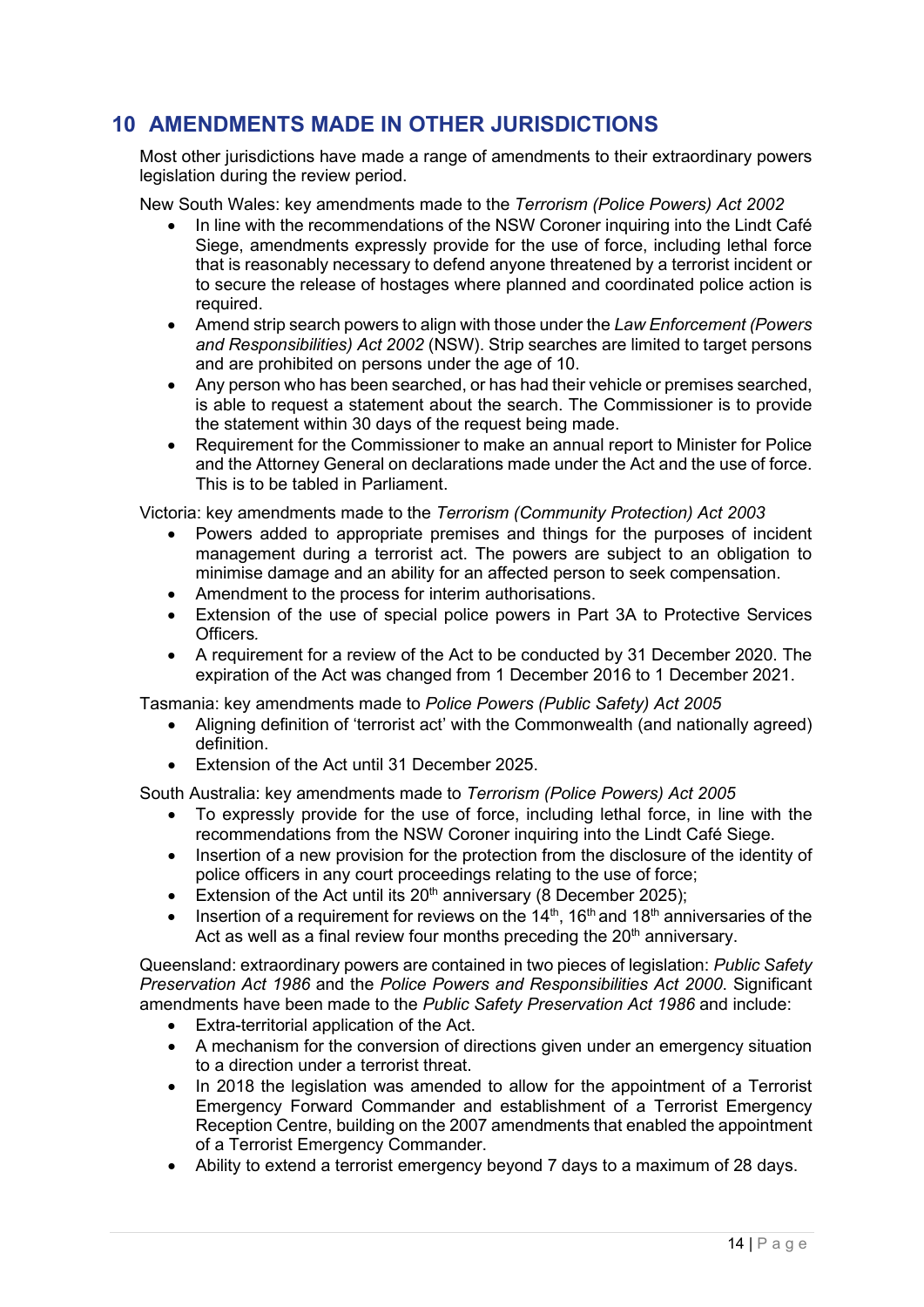# 10 AMENDMENTS MADE IN OTHER JURISDICTIONS

Most other jurisdictions have made a range of amendments to their extraordinary powers legislation during the review period.

New South Wales: key amendments made to the *Terrorism (Police Powers) Act 2002*

- In line with the recommendations of the NSW Coroner inquiring into the Lindt Café Siege, amendments expressly provide for the use of force, including lethal force that is reasonably necessary to defend anyone threatened by a terrorist incident or to secure the release of hostages where planned and coordinated police action is required.
- Amend strip search powers to align with those under the *Law Enforcement (Powers and Responsibilities) Act 2002* (NSW). Strip searches are limited to target persons and are prohibited on persons under the age of 10.
- Any person who has been searched, or has had their vehicle or premises searched, is able to request a statement about the search. The Commissioner is to provide the statement within 30 days of the request being made.
- Requirement for the Commissioner to make an annual report to Minister for Police and the Attorney General on declarations made under the Act and the use of force. This is to be tabled in Parliament.

Victoria: key amendments made to the *Terrorism (Community Protection) Act 2003*

- Powers added to appropriate premises and things for the purposes of incident management during a terrorist act. The powers are subject to an obligation to minimise damage and an ability for an affected person to seek compensation.
- Amendment to the process for interim authorisations.
- Extension of the use of special police powers in Part 3A to Protective Services Officers.
- A requirement for a review of the Act to be conducted by 31 December 2020. The expiration of the Act was changed from 1 December 2016 to 1 December 2021.

Tasmania: key amendments made to *Police Powers (Public Safety) Act 2005*

- Aligning definition of 'terrorist act' with the Commonwealth (and nationally agreed) definition.
- Extension of the Act until 31 December 2025.

South Australia: key amendments made to *Terrorism (Police Powers) Act 2005*

- To expressly provide for the use of force, including lethal force, in line with the recommendations from the NSW Coroner inquiring into the Lindt Café Siege.
- Insertion of a new provision for the protection from the disclosure of the identity of police officers in any court proceedings relating to the use of force;
- Extension of the Act until its 20th anniversary (8 December 2025);
- Insertion of a requirement for reviews on the 14th, 16th and 18th anniversaries of the Act as well as a final review four months preceding the 20th anniversary.

Queensland: extraordinary powers are contained in two pieces of legislation: *Public Safety Preservation Act 1986* and the *Police Powers and Responsibilities Act 2000*. Significant amendments have been made to the *Public Safety Preservation Act 1986* and include:

- Extra-territorial application of the Act.
- A mechanism for the conversion of directions given under an emergency situation to a direction under a terrorist threat.
- In 2018 the legislation was amended to allow for the appointment of a Terrorist Emergency Forward Commander and establishment of a Terrorist Emergency Reception Centre, building on the 2007 amendments that enabled the appointment of a Terrorist Emergency Commander.
- Ability to extend a terrorist emergency beyond 7 days to a maximum of 28 days.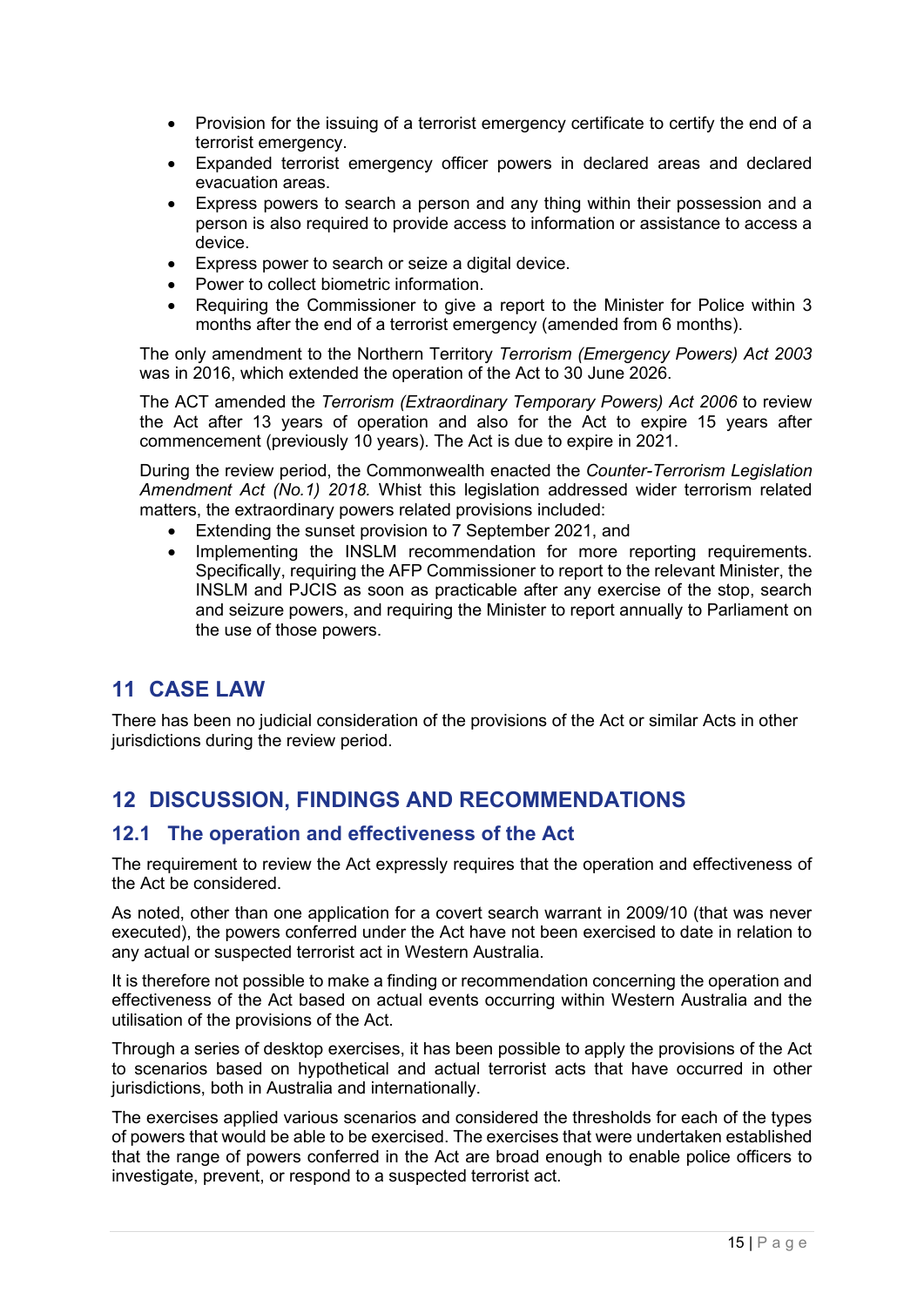- Provision for the issuing of a terrorist emergency certificate to certify the end of a terrorist emergency.
- Expanded terrorist emergency officer powers in declared areas and declared evacuation areas.
- Express powers to search a person and any thing within their possession and a person is also required to provide access to information or assistance to access a device.
- Express power to search or seize a digital device.
- Power to collect biometric information.
- Requiring the Commissioner to give a report to the Minister for Police within 3 months after the end of a terrorist emergency (amended from 6 months).

The only amendment to the Northern Territory *Terrorism (Emergency Powers) Act 2003* was in 2016, which extended the operation of the Act to 30 June 2026.

The ACT amended the *Terrorism (Extraordinary Temporary Powers) Act 2006* to review the Act after 13 years of operation and also for the Act to expire 15 years after commencement (previously 10 years). The Act is due to expire in 2021.

During the review period, the Commonwealth enacted the *Counter-Terrorism Legislation Amendment Act (No.1) 2018.* Whist this legislation addressed wider terrorism related matters, the extraordinary powers related provisions included:

- Extending the sunset provision to 7 September 2021, and
- Implementing the INSLM recommendation for more reporting requirements. Specifically, requiring the AFP Commissioner to report to the relevant Minister, the INSLM and PJCIS as soon as practicable after any exercise of the stop, search and seizure powers, and requiring the Minister to report annually to Parliament on the use of those powers.

# 11 CASE LAW

There has been no judicial consideration of the provisions of the Act or similar Acts in other jurisdictions during the review period.

# 12 DISCUSSION, FINDINGS AND RECOMMENDATIONS

## 12.1 The operation and effectiveness of the Act

The requirement to review the Act expressly requires that the operation and effectiveness of the Act be considered.

As noted, other than one application for a covert search warrant in 2009/10 (that was never executed), the powers conferred under the Act have not been exercised to date in relation to any actual or suspected terrorist act in Western Australia.

It is therefore not possible to make a finding or recommendation concerning the operation and effectiveness of the Act based on actual events occurring within Western Australia and the utilisation of the provisions of the Act.

Through a series of desktop exercises, it has been possible to apply the provisions of the Act to scenarios based on hypothetical and actual terrorist acts that have occurred in other jurisdictions, both in Australia and internationally.

The exercises applied various scenarios and considered the thresholds for each of the types of powers that would be able to be exercised. The exercises that were undertaken established that the range of powers conferred in the Act are broad enough to enable police officers to investigate, prevent, or respond to a suspected terrorist act.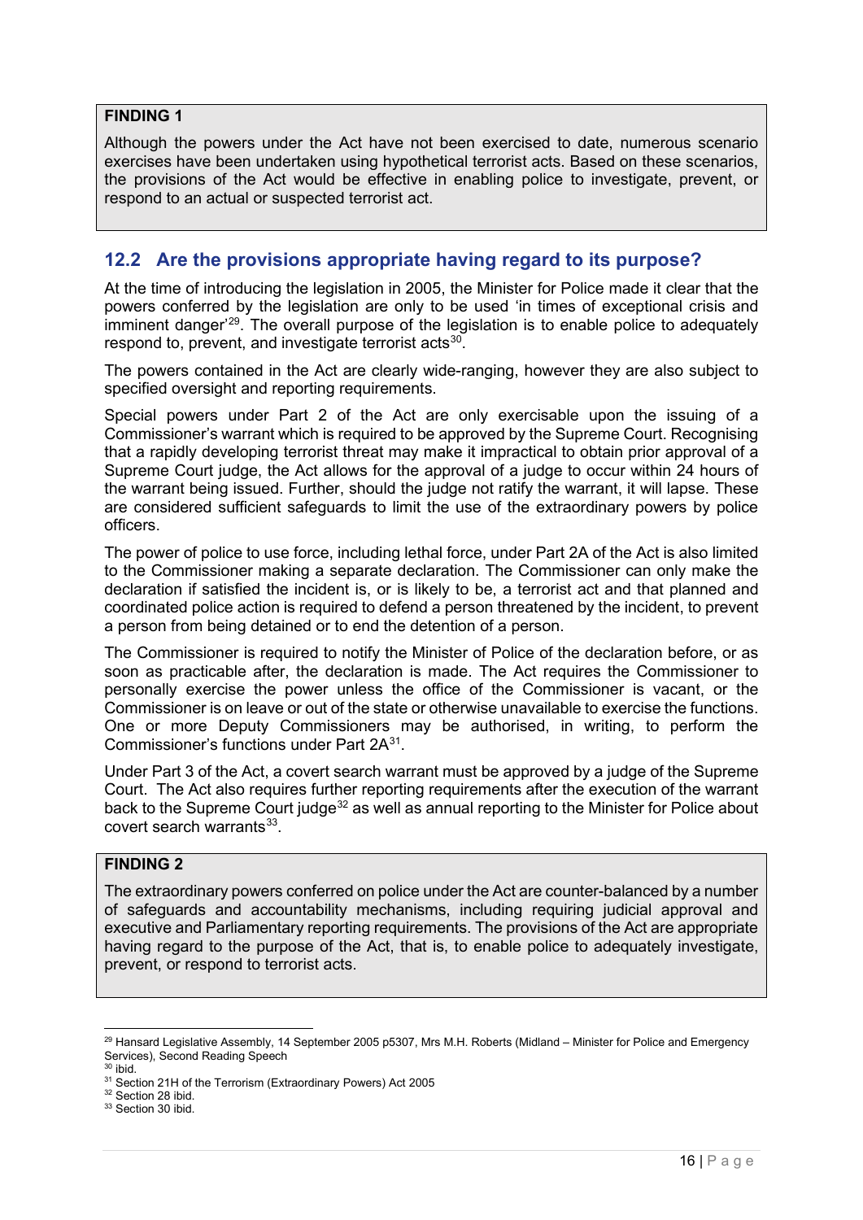**FINDING 1**

Although the powers under the Act have not been exercised to date, numerous scenario exercises have been undertaken using hypothetical terrorist acts. Based on these scenarios, the provisions of the Act would be effective in enabling police to investigate, prevent, or respond to an actual or suspected terrorist act.

## 12.2 Are the provisions appropriate having regard to its purpose?

At the time of introducing the legislation in 2005, the Minister for Police made it clear that the powers conferred by the legislation are only to be used 'in times of exceptional crisis and imminent danger'[29]. The overall purpose of the legislation is to enable police to adequately respond to, prevent, and investigate terrorist acts[30].

The powers contained in the Act are clearly wide-ranging, however they are also subject to specified oversight and reporting requirements.

Special powers under Part 2 of the Act are only exercisable upon the issuing of a Commissioner's warrant which is required to be approved by the Supreme Court. Recognising that a rapidly developing terrorist threat may make it impractical to obtain prior approval of a Supreme Court judge, the Act allows for the approval of a judge to occur within 24 hours of the warrant being issued. Further, should the judge not ratify the warrant, it will lapse. These are considered sufficient safeguards to limit the use of the extraordinary powers by police officers.

The power of police to use force, including lethal force, under Part 2A of the Act is also limited to the Commissioner making a separate declaration. The Commissioner can only make the declaration if satisfied the incident is, or is likely to be, a terrorist act and that planned and coordinated police action is required to defend a person threatened by the incident, to prevent a person from being detained or to end the detention of a person.

The Commissioner is required to notify the Minister of Police of the declaration before, or as soon as practicable after, the declaration is made. The Act requires the Commissioner to personally exercise the power unless the office of the Commissioner is vacant, or the Commissioner is on leave or out of the state or otherwise unavailable to exercise the functions. One or more Deputy Commissioners may be authorised, in writing, to perform the Commissioner's functions under Part 2A[31].

Under Part 3 of the Act, a covert search warrant must be approved by a judge of the Supreme Court. The Act also requires further reporting requirements after the execution of the warrant back to the Supreme Court judge[32] as well as annual reporting to the Minister for Police about covert search warrants[33].

**FINDING 2**

The extraordinary powers conferred on police under the Act are counter-balanced by a number of safeguards and accountability mechanisms, including requiring judicial approval and executive and Parliamentary reporting requirements. The provisions of the Act are appropriate having regard to the purpose of the Act, that is, to enable police to adequately investigate, prevent, or respond to terrorist acts.

---

[29] Hansard Legislative Assembly, 14 September 2005 p5307, Mrs M.H. Roberts (Midland – Minister for Police and Emergency Services), Second Reading Speech

[30] ibid.

[31] Section 21H of the Terrorism (Extraordinary Powers) Act 2005

[32] Section 28 ibid.

[33] Section 30 ibid.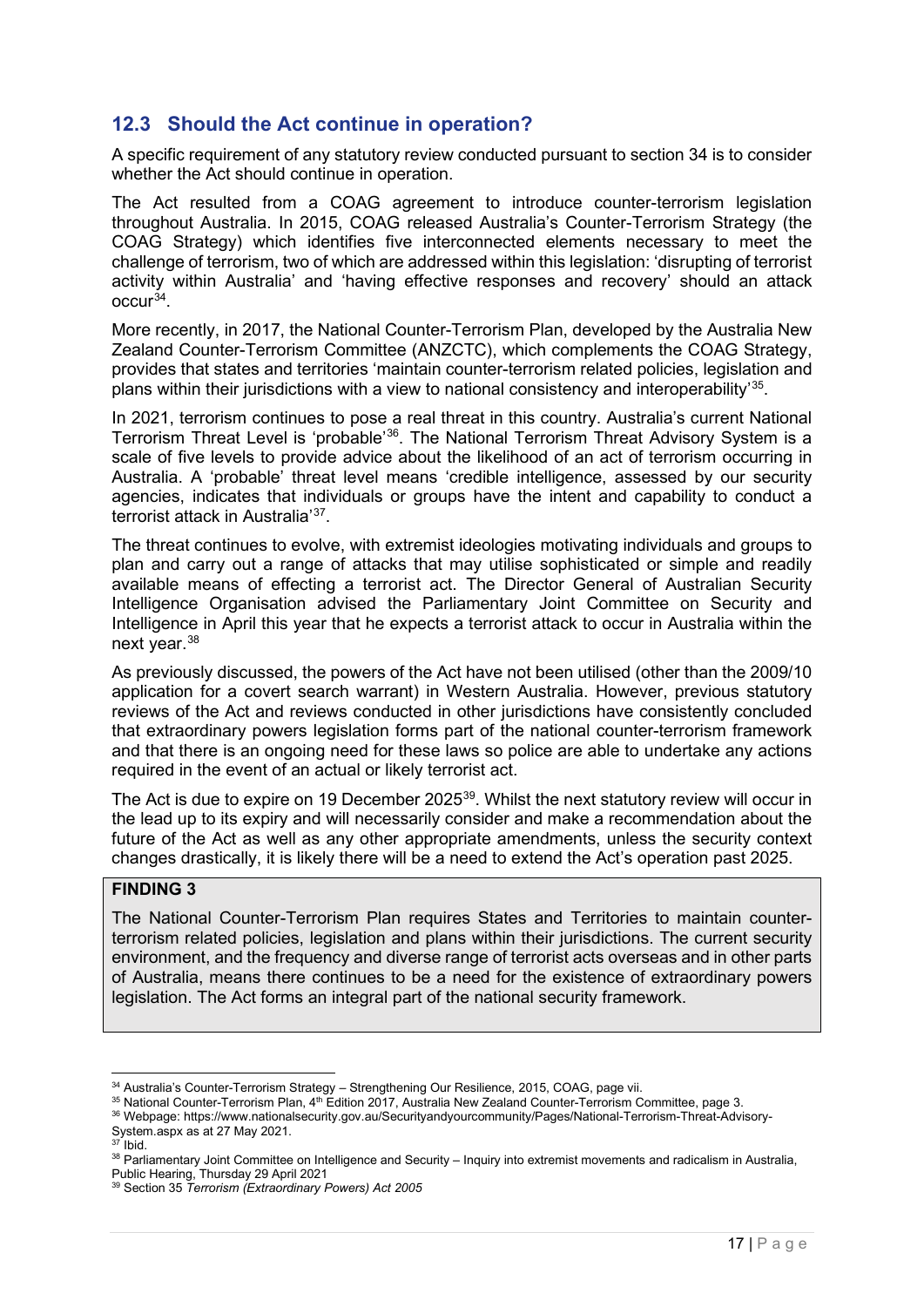## 12.3 Should the Act continue in operation?

A specific requirement of any statutory review conducted pursuant to section 34 is to consider whether the Act should continue in operation.

The Act resulted from a COAG agreement to introduce counter-terrorism legislation throughout Australia. In 2015, COAG released Australia's Counter-Terrorism Strategy (the COAG Strategy) which identifies five interconnected elements necessary to meet the challenge of terrorism, two of which are addressed within this legislation: 'disrupting of terrorist activity within Australia' and 'having effective responses and recovery' should an attack occur[34].

More recently, in 2017, the National Counter-Terrorism Plan, developed by the Australia New Zealand Counter-Terrorism Committee (ANZCTC), which complements the COAG Strategy, provides that states and territories 'maintain counter-terrorism related policies, legislation and plans within their jurisdictions with a view to national consistency and interoperability'[35].

In 2021, terrorism continues to pose a real threat in this country. Australia's current National Terrorism Threat Level is 'probable'[36]. The National Terrorism Threat Advisory System is a scale of five levels to provide advice about the likelihood of an act of terrorism occurring in Australia. A 'probable' threat level means 'credible intelligence, assessed by our security agencies, indicates that individuals or groups have the intent and capability to conduct a terrorist attack in Australia'[37].

The threat continues to evolve, with extremist ideologies motivating individuals and groups to plan and carry out a range of attacks that may utilise sophisticated or simple and readily available means of effecting a terrorist act. The Director General of Australian Security Intelligence Organisation advised the Parliamentary Joint Committee on Security and Intelligence in April this year that he expects a terrorist attack to occur in Australia within the next year.[38]

As previously discussed, the powers of the Act have not been utilised (other than the 2009/10 application for a covert search warrant) in Western Australia. However, previous statutory reviews of the Act and reviews conducted in other jurisdictions have consistently concluded that extraordinary powers legislation forms part of the national counter-terrorism framework and that there is an ongoing need for these laws so police are able to undertake any actions required in the event of an actual or likely terrorist act.

The Act is due to expire on 19 December 2025[39]. Whilst the next statutory review will occur in the lead up to its expiry and will necessarily consider and make a recommendation about the future of the Act as well as any other appropriate amendments, unless the security context changes drastically, it is likely there will be a need to extend the Act's operation past 2025.

**FINDING 3**

The National Counter-Terrorism Plan requires States and Territories to maintain counter-terrorism related policies, legislation and plans within their jurisdictions. The current security environment, and the frequency and diverse range of terrorist acts overseas and in other parts of Australia, means there continues to be a need for the existence of extraordinary powers legislation. The Act forms an integral part of the national security framework.

---

[34] Australia's Counter-Terrorism Strategy – Strengthening Our Resilience, 2015, COAG, page vii.

[35] National Counter-Terrorism Plan, 4th Edition 2017, Australia New Zealand Counter-Terrorism Committee, page 3.

[36] Webpage: https://www.nationalsecurity.gov.au/Securityandyourcommunity/Pages/National-Terrorism-Threat-Advisory-System.aspx as at 27 May 2021.

[37] Ibid.

[38] Parliamentary Joint Committee on Intelligence and Security – Inquiry into extremist movements and radicalism in Australia, Public Hearing, Thursday 29 April 2021

[39] Section 35 *Terrorism (Extraordinary Powers) Act 2005*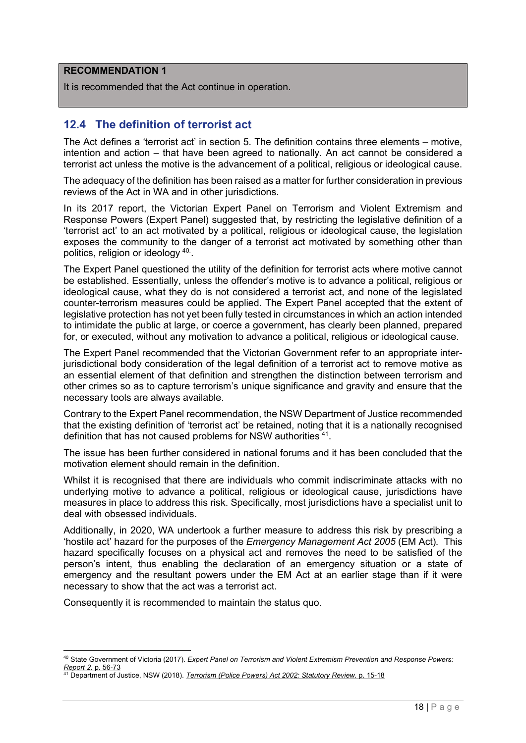> **RECOMMENDATION 1**
>
> It is recommended that the Act continue in operation.

## 12.4 The definition of terrorist act

The Act defines a 'terrorist act' in section 5. The definition contains three elements – motive, intention and action – that have been agreed to nationally. An act cannot be considered a terrorist act unless the motive is the advancement of a political, religious or ideological cause.

The adequacy of the definition has been raised as a matter for further consideration in previous reviews of the Act in WA and in other jurisdictions.

In its 2017 report, the Victorian Expert Panel on Terrorism and Violent Extremism and Response Powers (Expert Panel) suggested that, by restricting the legislative definition of a 'terrorist act' to an act motivated by a political, religious or ideological cause, the legislation exposes the community to the danger of a terrorist act motivated by something other than politics, religion or ideology [40].

The Expert Panel questioned the utility of the definition for terrorist acts where motive cannot be established. Essentially, unless the offender's motive is to advance a political, religious or ideological cause, what they do is not considered a terrorist act, and none of the legislated counter-terrorism measures could be applied. The Expert Panel accepted that the extent of legislative protection has not yet been fully tested in circumstances in which an action intended to intimidate the public at large, or coerce a government, has clearly been planned, prepared for, or executed, without any motivation to advance a political, religious or ideological cause.

The Expert Panel recommended that the Victorian Government refer to an appropriate inter-jurisdictional body consideration of the legal definition of a terrorist act to remove motive as an essential element of that definition and strengthen the distinction between terrorism and other crimes so as to capture terrorism's unique significance and gravity and ensure that the necessary tools are always available.

Contrary to the Expert Panel recommendation, the NSW Department of Justice recommended that the existing definition of 'terrorist act' be retained, noting that it is a nationally recognised definition that has not caused problems for NSW authorities [41].

The issue has been further considered in national forums and it has been concluded that the motivation element should remain in the definition.

Whilst it is recognised that there are individuals who commit indiscriminate attacks with no underlying motive to advance a political, religious or ideological cause, jurisdictions have measures in place to address this risk. Specifically, most jurisdictions have a specialist unit to deal with obsessed individuals.

Additionally, in 2020, WA undertook a further measure to address this risk by prescribing a 'hostile act' hazard for the purposes of the *Emergency Management Act 2005* (EM Act). This hazard specifically focuses on a physical act and removes the need to be satisfied of the person's intent, thus enabling the declaration of an emergency situation or a state of emergency and the resultant powers under the EM Act at an earlier stage than if it were necessary to show that the act was a terrorist act.

Consequently it is recommended to maintain the status quo.

---

[40] State Government of Victoria (2017). *Expert Panel on Terrorism and Violent Extremism Prevention and Response Powers: Report 2*. p. 56-73

[41] Department of Justice, NSW (2018). *Terrorism (Police Powers) Act 2002: Statutory Review*. p. 15-18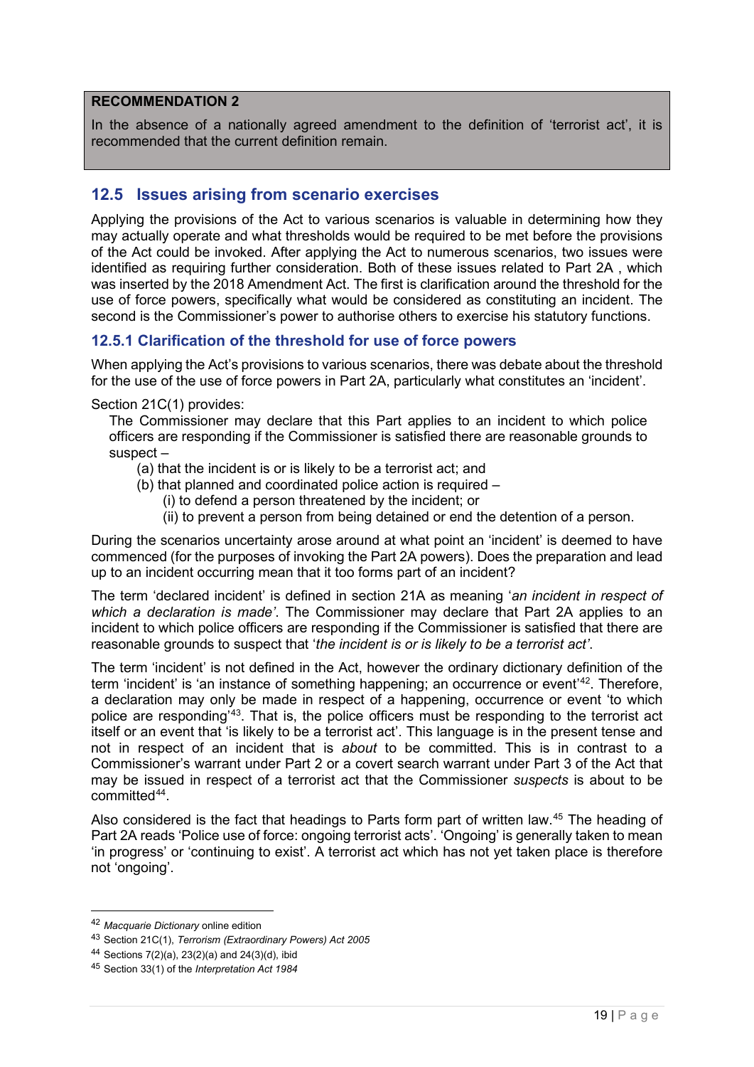**RECOMMENDATION 2**

In the absence of a nationally agreed amendment to the definition of 'terrorist act', it is recommended that the current definition remain.

## 12.5 Issues arising from scenario exercises

Applying the provisions of the Act to various scenarios is valuable in determining how they may actually operate and what thresholds would be required to be met before the provisions of the Act could be invoked. After applying the Act to numerous scenarios, two issues were identified as requiring further consideration. Both of these issues related to Part 2A , which was inserted by the 2018 Amendment Act. The first is clarification around the threshold for the use of force powers, specifically what would be considered as constituting an incident. The second is the Commissioner's power to authorise others to exercise his statutory functions.

### 12.5.1 Clarification of the threshold for use of force powers

When applying the Act's provisions to various scenarios, there was debate about the threshold for the use of the use of force powers in Part 2A, particularly what constitutes an 'incident'.

Section 21C(1) provides:

> The Commissioner may declare that this Part applies to an incident to which police officers are responding if the Commissioner is satisfied there are reasonable grounds to suspect –
>
> (a) that the incident is or is likely to be a terrorist act; and
>
> (b) that planned and coordinated police action is required –
>
> (i) to defend a person threatened by the incident; or
>
> (ii) to prevent a person from being detained or end the detention of a person.

During the scenarios uncertainty arose around at what point an 'incident' is deemed to have commenced (for the purposes of invoking the Part 2A powers). Does the preparation and lead up to an incident occurring mean that it too forms part of an incident?

The term 'declared incident' is defined in section 21A as meaning '*an incident in respect of which a declaration is made'*. The Commissioner may declare that Part 2A applies to an incident to which police officers are responding if the Commissioner is satisfied that there are reasonable grounds to suspect that '*the incident is or is likely to be a terrorist act'*.

The term 'incident' is not defined in the Act, however the ordinary dictionary definition of the term 'incident' is 'an instance of something happening; an occurrence or event'[42]. Therefore, a declaration may only be made in respect of a happening, occurrence or event 'to which police are responding'[43]. That is, the police officers must be responding to the terrorist act itself or an event that 'is likely to be a terrorist act'. This language is in the present tense and not in respect of an incident that is *about* to be committed. This is in contrast to a Commissioner's warrant under Part 2 or a covert search warrant under Part 3 of the Act that may be issued in respect of a terrorist act that the Commissioner *suspects* is about to be committed[44].

Also considered is the fact that headings to Parts form part of written law.[45] The heading of Part 2A reads 'Police use of force: ongoing terrorist acts'. 'Ongoing' is generally taken to mean 'in progress' or 'continuing to exist'. A terrorist act which has not yet taken place is therefore not 'ongoing'.

---

[42] *Macquarie Dictionary* online edition

[43] Section 21C(1), *Terrorism (Extraordinary Powers) Act 2005*

[44] Sections 7(2)(a), 23(2)(a) and 24(3)(d), ibid

[45] Section 33(1) of the *Interpretation Act 1984*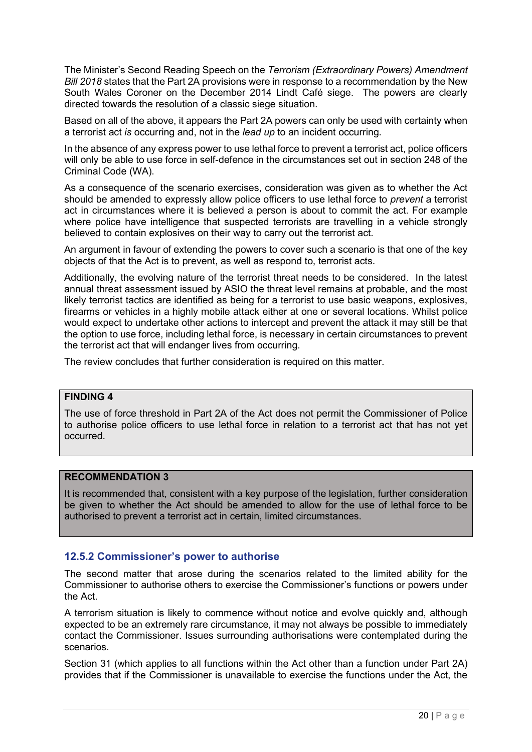The Minister's Second Reading Speech on the *Terrorism (Extraordinary Powers) Amendment Bill 2018* states that the Part 2A provisions were in response to a recommendation by the New South Wales Coroner on the December 2014 Lindt Café siege. The powers are clearly directed towards the resolution of a classic siege situation.

Based on all of the above, it appears the Part 2A powers can only be used with certainty when a terrorist act *is* occurring and, not in the *lead up* to an incident occurring.

In the absence of any express power to use lethal force to prevent a terrorist act, police officers will only be able to use force in self-defence in the circumstances set out in section 248 of the Criminal Code (WA).

As a consequence of the scenario exercises, consideration was given as to whether the Act should be amended to expressly allow police officers to use lethal force to *prevent* a terrorist act in circumstances where it is believed a person is about to commit the act. For example where police have intelligence that suspected terrorists are travelling in a vehicle strongly believed to contain explosives on their way to carry out the terrorist act.

An argument in favour of extending the powers to cover such a scenario is that one of the key objects of that the Act is to prevent, as well as respond to, terrorist acts.

Additionally, the evolving nature of the terrorist threat needs to be considered. In the latest annual threat assessment issued by ASIO the threat level remains at probable, and the most likely terrorist tactics are identified as being for a terrorist to use basic weapons, explosives, firearms or vehicles in a highly mobile attack either at one or several locations. Whilst police would expect to undertake other actions to intercept and prevent the attack it may still be that the option to use force, including lethal force, is necessary in certain circumstances to prevent the terrorist act that will endanger lives from occurring.

The review concludes that further consideration is required on this matter.

**FINDING 4**

The use of force threshold in Part 2A of the Act does not permit the Commissioner of Police to authorise police officers to use lethal force in relation to a terrorist act that has not yet occurred.

**RECOMMENDATION 3**

It is recommended that, consistent with a key purpose of the legislation, further consideration be given to whether the Act should be amended to allow for the use of lethal force to be authorised to prevent a terrorist act in certain, limited circumstances.

### 12.5.2 Commissioner's power to authorise

The second matter that arose during the scenarios related to the limited ability for the Commissioner to authorise others to exercise the Commissioner's functions or powers under the Act.

A terrorism situation is likely to commence without notice and evolve quickly and, although expected to be an extremely rare circumstance, it may not always be possible to immediately contact the Commissioner. Issues surrounding authorisations were contemplated during the scenarios.

Section 31 (which applies to all functions within the Act other than a function under Part 2A) provides that if the Commissioner is unavailable to exercise the functions under the Act, the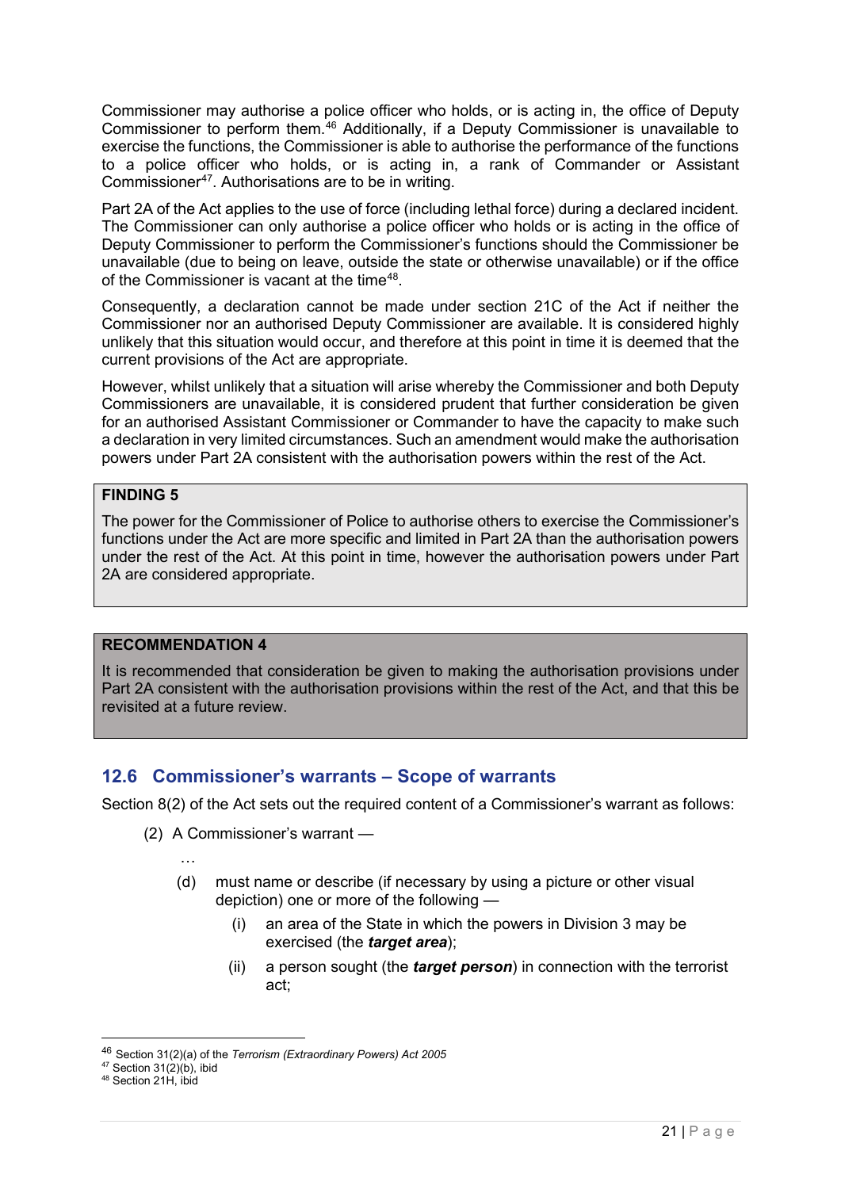Commissioner may authorise a police officer who holds, or is acting in, the office of Deputy Commissioner to perform them.[46] Additionally, if a Deputy Commissioner is unavailable to exercise the functions, the Commissioner is able to authorise the performance of the functions to a police officer who holds, or is acting in, a rank of Commander or Assistant Commissioner[47]. Authorisations are to be in writing.

Part 2A of the Act applies to the use of force (including lethal force) during a declared incident. The Commissioner can only authorise a police officer who holds or is acting in the office of Deputy Commissioner to perform the Commissioner's functions should the Commissioner be unavailable (due to being on leave, outside the state or otherwise unavailable) or if the office of the Commissioner is vacant at the time[48].

Consequently, a declaration cannot be made under section 21C of the Act if neither the Commissioner nor an authorised Deputy Commissioner are available. It is considered highly unlikely that this situation would occur, and therefore at this point in time it is deemed that the current provisions of the Act are appropriate.

However, whilst unlikely that a situation will arise whereby the Commissioner and both Deputy Commissioners are unavailable, it is considered prudent that further consideration be given for an authorised Assistant Commissioner or Commander to have the capacity to make such a declaration in very limited circumstances. Such an amendment would make the authorisation powers under Part 2A consistent with the authorisation powers within the rest of the Act.

**FINDING 5**

The power for the Commissioner of Police to authorise others to exercise the Commissioner's functions under the Act are more specific and limited in Part 2A than the authorisation powers under the rest of the Act. At this point in time, however the authorisation powers under Part 2A are considered appropriate.

**RECOMMENDATION 4**

It is recommended that consideration be given to making the authorisation provisions under Part 2A consistent with the authorisation provisions within the rest of the Act, and that this be revisited at a future review.

## 12.6 Commissioner's warrants – Scope of warrants

Section 8(2) of the Act sets out the required content of a Commissioner's warrant as follows:

> (2) A Commissioner's warrant —
>
> …
>
> (d) must name or describe (if necessary by using a picture or other visual depiction) one or more of the following —
>
> (i) an area of the State in which the powers in Division 3 may be exercised (the ***target area***);
>
> (ii) a person sought (the ***target person***) in connection with the terrorist act;

---

[46] Section 31(2)(a) of the *Terrorism (Extraordinary Powers) Act 2005*
[47] Section 31(2)(b), ibid
[48] Section 21H, ibid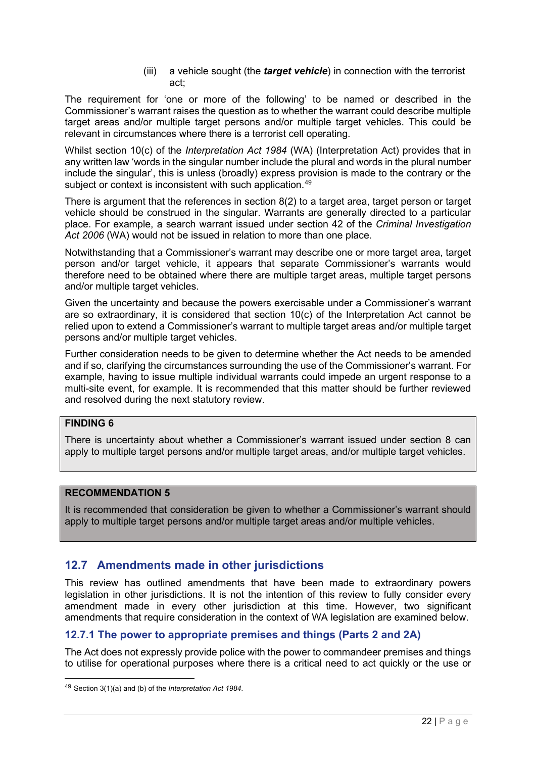(iii) a vehicle sought (the ***target vehicle***) in connection with the terrorist act;

The requirement for 'one or more of the following' to be named or described in the Commissioner's warrant raises the question as to whether the warrant could describe multiple target areas and/or multiple target persons and/or multiple target vehicles. This could be relevant in circumstances where there is a terrorist cell operating.

Whilst section 10(c) of the *Interpretation Act 1984* (WA) (Interpretation Act) provides that in any written law 'words in the singular number include the plural and words in the plural number include the singular', this is unless (broadly) express provision is made to the contrary or the subject or context is inconsistent with such application.[49]

There is argument that the references in section 8(2) to a target area, target person or target vehicle should be construed in the singular. Warrants are generally directed to a particular place. For example, a search warrant issued under section 42 of the *Criminal Investigation Act 2006* (WA) would not be issued in relation to more than one place.

Notwithstanding that a Commissioner's warrant may describe one or more target area, target person and/or target vehicle, it appears that separate Commissioner's warrants would therefore need to be obtained where there are multiple target areas, multiple target persons and/or multiple target vehicles.

Given the uncertainty and because the powers exercisable under a Commissioner's warrant are so extraordinary, it is considered that section 10(c) of the Interpretation Act cannot be relied upon to extend a Commissioner's warrant to multiple target areas and/or multiple target persons and/or multiple target vehicles.

Further consideration needs to be given to determine whether the Act needs to be amended and if so, clarifying the circumstances surrounding the use of the Commissioner's warrant. For example, having to issue multiple individual warrants could impede an urgent response to a multi-site event, for example. It is recommended that this matter should be further reviewed and resolved during the next statutory review.

**FINDING 6**

There is uncertainty about whether a Commissioner's warrant issued under section 8 can apply to multiple target persons and/or multiple target areas, and/or multiple target vehicles.

**RECOMMENDATION 5**

It is recommended that consideration be given to whether a Commissioner's warrant should apply to multiple target persons and/or multiple target areas and/or multiple vehicles.

## 12.7 Amendments made in other jurisdictions

This review has outlined amendments that have been made to extraordinary powers legislation in other jurisdictions. It is not the intention of this review to fully consider every amendment made in every other jurisdiction at this time. However, two significant amendments that require consideration in the context of WA legislation are examined below.

### 12.7.1 The power to appropriate premises and things (Parts 2 and 2A)

The Act does not expressly provide police with the power to commandeer premises and things to utilise for operational purposes where there is a critical need to act quickly or the use or

[49] Section 3(1)(a) and (b) of the *Interpretation Act 1984*.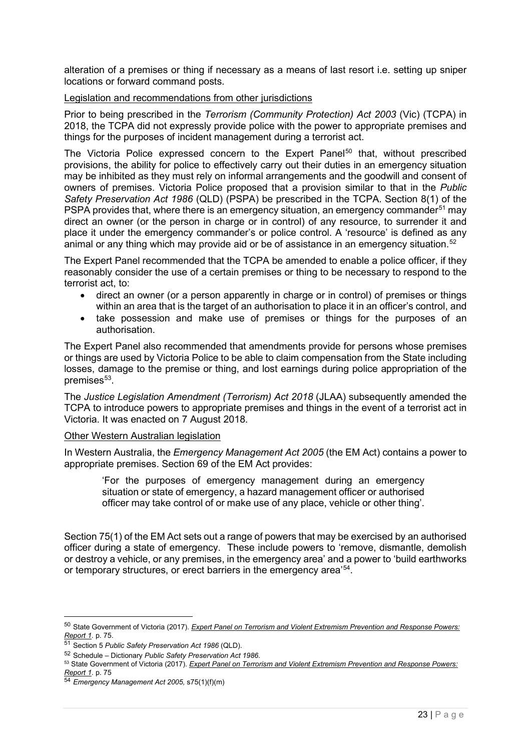alteration of a premises or thing if necessary as a means of last resort i.e. setting up sniper locations or forward command posts.

Legislation and recommendations from other jurisdictions

Prior to being prescribed in the *Terrorism (Community Protection) Act 2003* (Vic) (TCPA) in 2018, the TCPA did not expressly provide police with the power to appropriate premises and things for the purposes of incident management during a terrorist act.

The Victoria Police expressed concern to the Expert Panel[50] that, without prescribed provisions, the ability for police to effectively carry out their duties in an emergency situation may be inhibited as they must rely on informal arrangements and the goodwill and consent of owners of premises. Victoria Police proposed that a provision similar to that in the *Public Safety Preservation Act 1986* (QLD) (PSPA) be prescribed in the TCPA. Section 8(1) of the PSPA provides that, where there is an emergency situation, an emergency commander[51] may direct an owner (or the person in charge or in control) of any resource, to surrender it and place it under the emergency commander's or police control. A 'resource' is defined as any animal or any thing which may provide aid or be of assistance in an emergency situation.[52]

The Expert Panel recommended that the TCPA be amended to enable a police officer, if they reasonably consider the use of a certain premises or thing to be necessary to respond to the terrorist act, to:

- direct an owner (or a person apparently in charge or in control) of premises or things within an area that is the target of an authorisation to place it in an officer's control, and
- take possession and make use of premises or things for the purposes of an authorisation.

The Expert Panel also recommended that amendments provide for persons whose premises or things are used by Victoria Police to be able to claim compensation from the State including losses, damage to the premise or thing, and lost earnings during police appropriation of the premises[53].

The *Justice Legislation Amendment (Terrorism) Act 2018* (JLAA) subsequently amended the TCPA to introduce powers to appropriate premises and things in the event of a terrorist act in Victoria. It was enacted on 7 August 2018.

Other Western Australian legislation

In Western Australia, the *Emergency Management Act 2005* (the EM Act) contains a power to appropriate premises. Section 69 of the EM Act provides:

> 'For the purposes of emergency management during an emergency situation or state of emergency, a hazard management officer or authorised officer may take control of or make use of any place, vehicle or other thing'.

Section 75(1) of the EM Act sets out a range of powers that may be exercised by an authorised officer during a state of emergency. These include powers to 'remove, dismantle, demolish or destroy a vehicle, or any premises, in the emergency area' and a power to 'build earthworks or temporary structures, or erect barriers in the emergency area'[54].

---

[50] State Government of Victoria (2017). *Expert Panel on Terrorism and Violent Extremism Prevention and Response Powers: Report 1*. p. 75.

[51] Section 5 *Public Safety Preservation Act 1986* (QLD).

[52] Schedule – Dictionary *Public Safety Preservation Act 1986*.

[53] State Government of Victoria (2017). *Expert Panel on Terrorism and Violent Extremism Prevention and Response Powers: Report 1*. p. 75

[54] *Emergency Management Act 2005,* s75(1)(f)(m)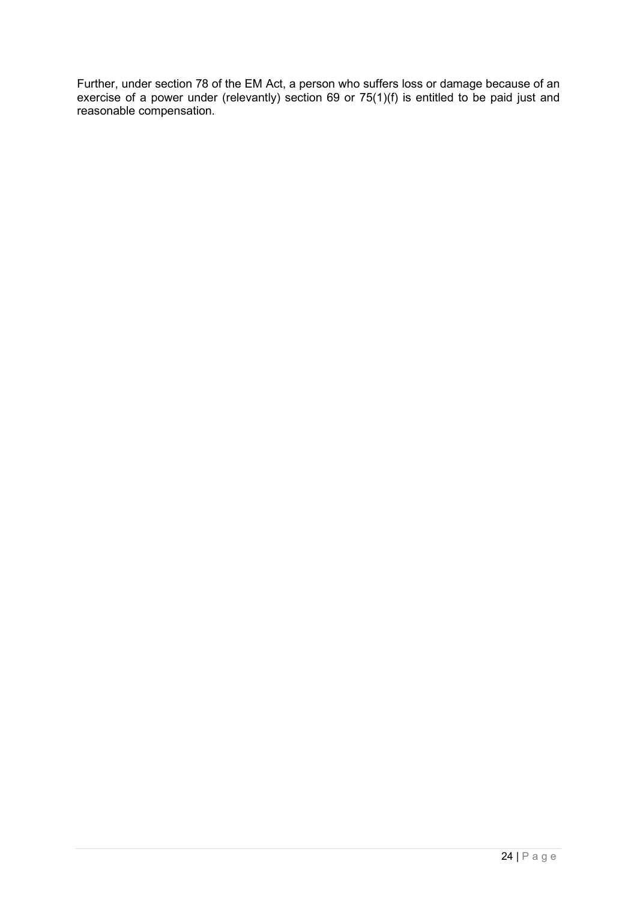Further, under section 78 of the EM Act, a person who suffers loss or damage because of an exercise of a power under (relevantly) section 69 or 75(1)(f) is entitled to be paid just and reasonable compensation.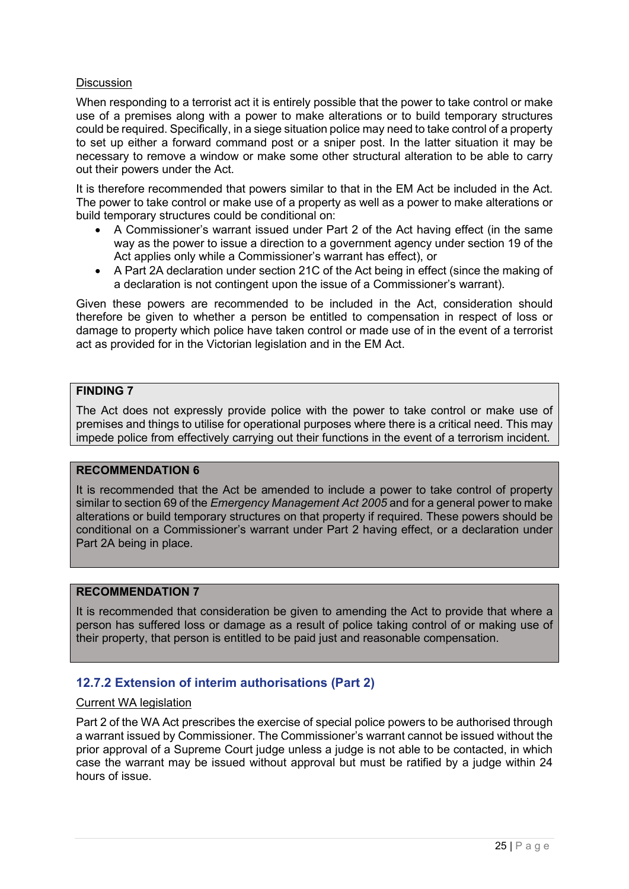Discussion

When responding to a terrorist act it is entirely possible that the power to take control or make use of a premises along with a power to make alterations or to build temporary structures could be required. Specifically, in a siege situation police may need to take control of a property to set up either a forward command post or a sniper post. In the latter situation it may be necessary to remove a window or make some other structural alteration to be able to carry out their powers under the Act.

It is therefore recommended that powers similar to that in the EM Act be included in the Act. The power to take control or make use of a property as well as a power to make alterations or build temporary structures could be conditional on:

- A Commissioner's warrant issued under Part 2 of the Act having effect (in the same way as the power to issue a direction to a government agency under section 19 of the Act applies only while a Commissioner's warrant has effect), or
- A Part 2A declaration under section 21C of the Act being in effect (since the making of a declaration is not contingent upon the issue of a Commissioner's warrant).

Given these powers are recommended to be included in the Act, consideration should therefore be given to whether a person be entitled to compensation in respect of loss or damage to property which police have taken control or made use of in the event of a terrorist act as provided for in the Victorian legislation and in the EM Act.

**FINDING 7**

The Act does not expressly provide police with the power to take control or make use of premises and things to utilise for operational purposes where there is a critical need. This may impede police from effectively carrying out their functions in the event of a terrorism incident.

**RECOMMENDATION 6**

It is recommended that the Act be amended to include a power to take control of property similar to section 69 of the *Emergency Management Act 2005* and for a general power to make alterations or build temporary structures on that property if required. These powers should be conditional on a Commissioner's warrant under Part 2 having effect, or a declaration under Part 2A being in place.

**RECOMMENDATION 7**

It is recommended that consideration be given to amending the Act to provide that where a person has suffered loss or damage as a result of police taking control of or making use of their property, that person is entitled to be paid just and reasonable compensation.

### 12.7.2 Extension of interim authorisations (Part 2)

Current WA legislation

Part 2 of the WA Act prescribes the exercise of special police powers to be authorised through a warrant issued by Commissioner. The Commissioner's warrant cannot be issued without the prior approval of a Supreme Court judge unless a judge is not able to be contacted, in which case the warrant may be issued without approval but must be ratified by a judge within 24 hours of issue.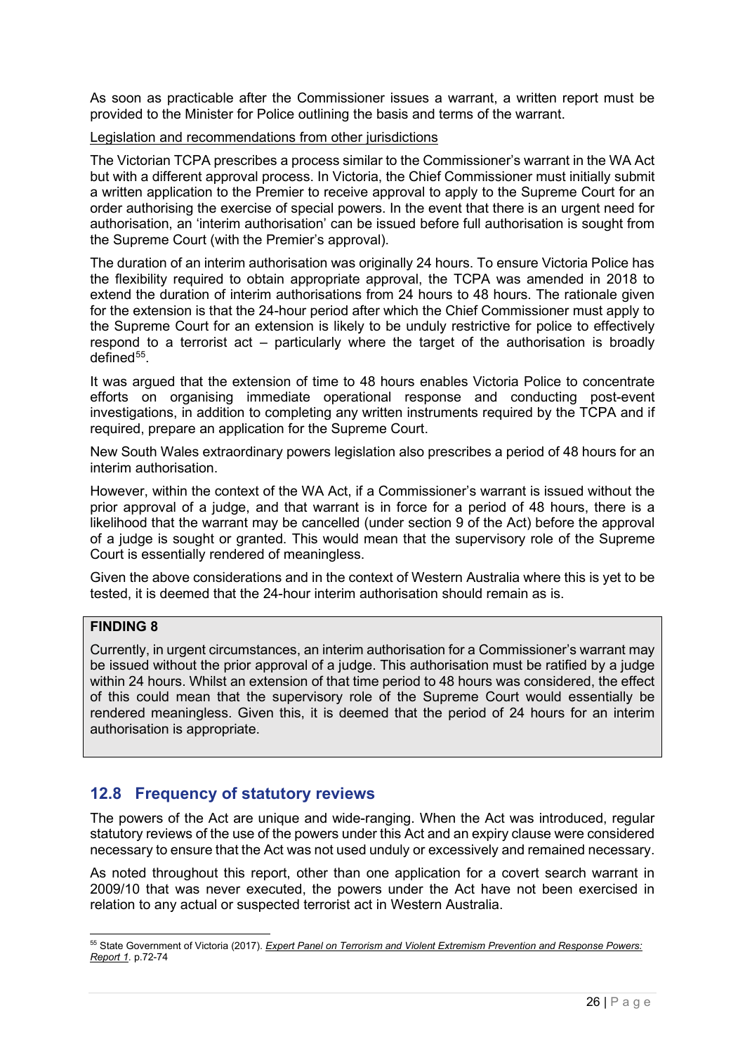As soon as practicable after the Commissioner issues a warrant, a written report must be provided to the Minister for Police outlining the basis and terms of the warrant.

Legislation and recommendations from other jurisdictions

The Victorian TCPA prescribes a process similar to the Commissioner's warrant in the WA Act but with a different approval process. In Victoria, the Chief Commissioner must initially submit a written application to the Premier to receive approval to apply to the Supreme Court for an order authorising the exercise of special powers. In the event that there is an urgent need for authorisation, an 'interim authorisation' can be issued before full authorisation is sought from the Supreme Court (with the Premier's approval).

The duration of an interim authorisation was originally 24 hours. To ensure Victoria Police has the flexibility required to obtain appropriate approval, the TCPA was amended in 2018 to extend the duration of interim authorisations from 24 hours to 48 hours. The rationale given for the extension is that the 24-hour period after which the Chief Commissioner must apply to the Supreme Court for an extension is likely to be unduly restrictive for police to effectively respond to a terrorist act – particularly where the target of the authorisation is broadly defined[55].

It was argued that the extension of time to 48 hours enables Victoria Police to concentrate efforts on organising immediate operational response and conducting post-event investigations, in addition to completing any written instruments required by the TCPA and if required, prepare an application for the Supreme Court.

New South Wales extraordinary powers legislation also prescribes a period of 48 hours for an interim authorisation.

However, within the context of the WA Act, if a Commissioner's warrant is issued without the prior approval of a judge, and that warrant is in force for a period of 48 hours, there is a likelihood that the warrant may be cancelled (under section 9 of the Act) before the approval of a judge is sought or granted. This would mean that the supervisory role of the Supreme Court is essentially rendered of meaningless.

Given the above considerations and in the context of Western Australia where this is yet to be tested, it is deemed that the 24-hour interim authorisation should remain as is.

**FINDING 8**

Currently, in urgent circumstances, an interim authorisation for a Commissioner's warrant may be issued without the prior approval of a judge. This authorisation must be ratified by a judge within 24 hours. Whilst an extension of that time period to 48 hours was considered, the effect of this could mean that the supervisory role of the Supreme Court would essentially be rendered meaningless. Given this, it is deemed that the period of 24 hours for an interim authorisation is appropriate.

## 12.8 Frequency of statutory reviews

The powers of the Act are unique and wide-ranging. When the Act was introduced, regular statutory reviews of the use of the powers under this Act and an expiry clause were considered necessary to ensure that the Act was not used unduly or excessively and remained necessary.

As noted throughout this report, other than one application for a covert search warrant in 2009/10 that was never executed, the powers under the Act have not been exercised in relation to any actual or suspected terrorist act in Western Australia.

---

[55] State Government of Victoria (2017). *Expert Panel on Terrorism and Violent Extremism Prevention and Response Powers: Report 1*. p.72-74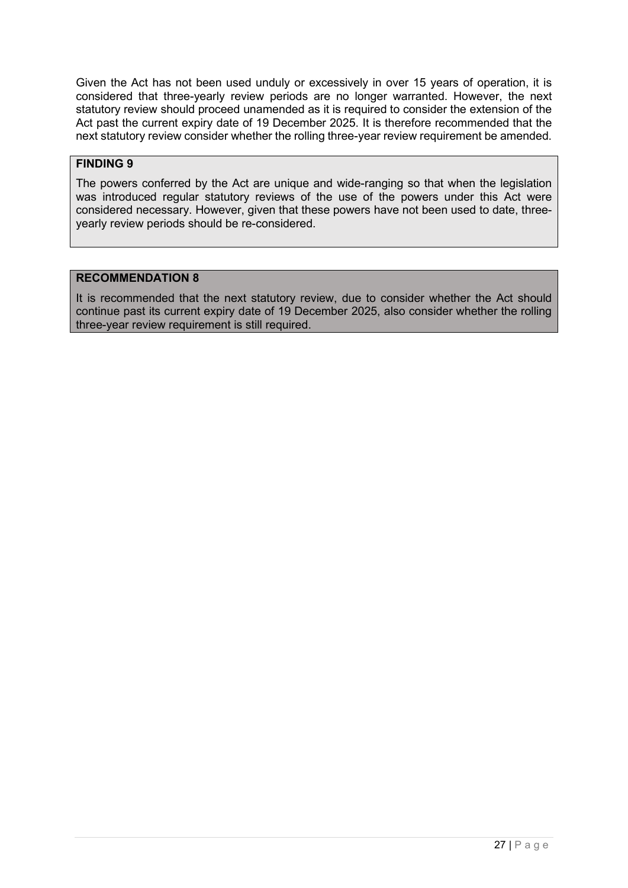Given the Act has not been used unduly or excessively in over 15 years of operation, it is considered that three-yearly review periods are no longer warranted. However, the next statutory review should proceed unamended as it is required to consider the extension of the Act past the current expiry date of 19 December 2025. It is therefore recommended that the next statutory review consider whether the rolling three-year review requirement be amended.

**FINDING 9**

The powers conferred by the Act are unique and wide-ranging so that when the legislation was introduced regular statutory reviews of the use of the powers under this Act were considered necessary. However, given that these powers have not been used to date, three-yearly review periods should be re-considered.

**RECOMMENDATION 8**

It is recommended that the next statutory review, due to consider whether the Act should continue past its current expiry date of 19 December 2025, also consider whether the rolling three-year review requirement is still required.